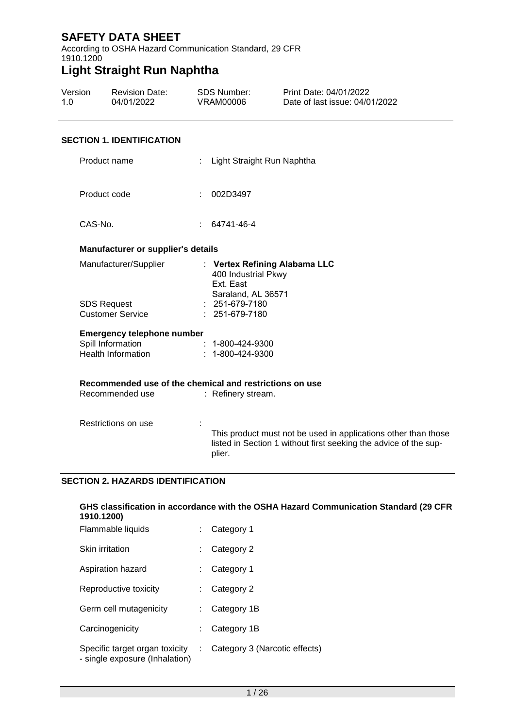# SAFETY DATA SHEET

According to OSHA Hazard Communication Standard, 29 CFR 1910.1200

# Light Straight Run Naphtha

| Version | Revision Date: | SDS Number: | Print Date: 04/01/2022 |
|---|---|---|---|
| 1.0 | 04/01/2022 | VRAM00006 | Date of last issue: 04/01/2022 |

## SECTION 1. IDENTIFICATION

Product name : Light Straight Run Naphtha

Product code : 002D3497

CAS-No. : 64741-46-4

### Manufacturer or supplier's details

Manufacturer/Supplier : **Vertex Refining Alabama LLC**
400 Industrial Pkwy
Ext. East
Saraland, AL 36571

SDS Request : 251-679-7180

Customer Service : 251-679-7180

### Emergency telephone number

Spill Information : 1-800-424-9300

Health Information : 1-800-424-9300

### Recommended use of the chemical and restrictions on use

Recommended use : Refinery stream.

Restrictions on use : This product must not be used in applications other than those listed in Section 1 without first seeking the advice of the supplier.

## SECTION 2. HAZARDS IDENTIFICATION

### GHS classification in accordance with the OSHA Hazard Communication Standard (29 CFR 1910.1200)

Flammable liquids : Category 1

Skin irritation : Category 2

Aspiration hazard : Category 1

Reproductive toxicity : Category 2

Germ cell mutagenicity : Category 1B

Carcinogenicity : Category 1B

Specific target organ toxicity - single exposure (Inhalation) : Category 3 (Narcotic effects)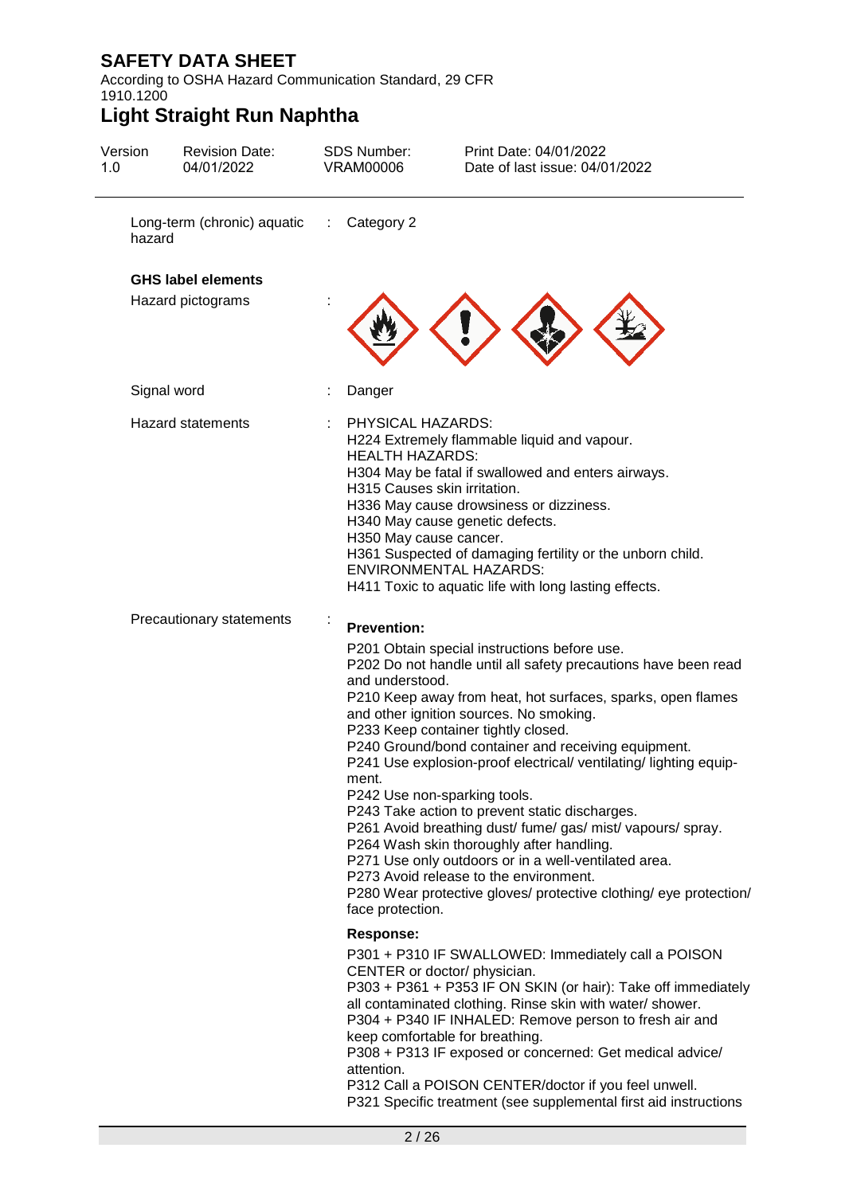Long-term (chronic) aquatic hazard : Category 2

**GHS label elements**

Hazard pictograms :

Signal word : Danger

Hazard statements : PHYSICAL HAZARDS:
H224 Extremely flammable liquid and vapour.
HEALTH HAZARDS:
H304 May be fatal if swallowed and enters airways.
H315 Causes skin irritation.
H336 May cause drowsiness or dizziness.
H340 May cause genetic defects.
H350 May cause cancer.
H361 Suspected of damaging fertility or the unborn child.
ENVIRONMENTAL HAZARDS:
H411 Toxic to aquatic life with long lasting effects.

Precautionary statements :

**Prevention:**

P201 Obtain special instructions before use.
P202 Do not handle until all safety precautions have been read and understood.
P210 Keep away from heat, hot surfaces, sparks, open flames and other ignition sources. No smoking.
P233 Keep container tightly closed.
P240 Ground/bond container and receiving equipment.
P241 Use explosion-proof electrical/ ventilating/ lighting equipment.
P242 Use non-sparking tools.
P243 Take action to prevent static discharges.
P261 Avoid breathing dust/ fume/ gas/ mist/ vapours/ spray.
P264 Wash skin thoroughly after handling.
P271 Use only outdoors or in a well-ventilated area.
P273 Avoid release to the environment.
P280 Wear protective gloves/ protective clothing/ eye protection/ face protection.

**Response:**

P301 + P310 IF SWALLOWED: Immediately call a POISON CENTER or doctor/ physician.
P303 + P361 + P353 IF ON SKIN (or hair): Take off immediately all contaminated clothing. Rinse skin with water/ shower.
P304 + P340 IF INHALED: Remove person to fresh air and keep comfortable for breathing.
P308 + P313 IF exposed or concerned: Get medical advice/ attention.
P312 Call a POISON CENTER/doctor if you feel unwell.
P321 Specific treatment (see supplemental first aid instructions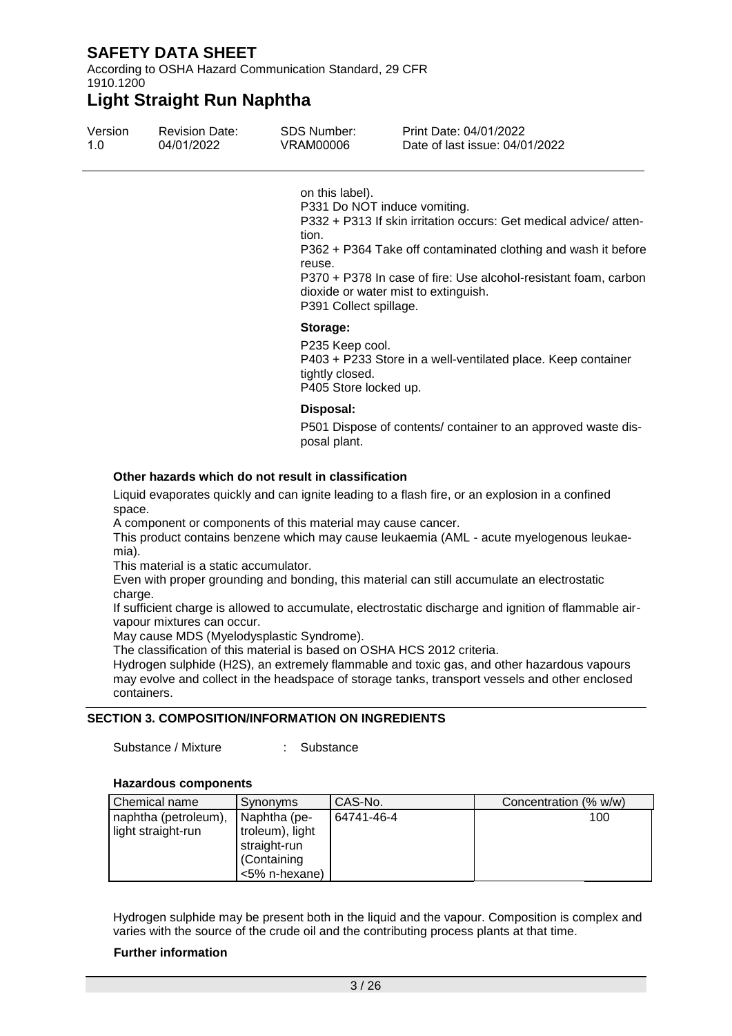on this label).
P331 Do NOT induce vomiting.
P332 + P313 If skin irritation occurs: Get medical advice/ attention.
P362 + P364 Take off contaminated clothing and wash it before reuse.
P370 + P378 In case of fire: Use alcohol-resistant foam, carbon dioxide or water mist to extinguish.
P391 Collect spillage.

**Storage:**

P235 Keep cool.
P403 + P233 Store in a well-ventilated place. Keep container tightly closed.
P405 Store locked up.

**Disposal:**

P501 Dispose of contents/ container to an approved waste disposal plant.

**Other hazards which do not result in classification**

Liquid evaporates quickly and can ignite leading to a flash fire, or an explosion in a confined space.
A component or components of this material may cause cancer.
This product contains benzene which may cause leukaemia (AML - acute myelogenous leukaemia).
This material is a static accumulator.
Even with proper grounding and bonding, this material can still accumulate an electrostatic charge.
If sufficient charge is allowed to accumulate, electrostatic discharge and ignition of flammable air-vapour mixtures can occur.
May cause MDS (Myelodysplastic Syndrome).
The classification of this material is based on OSHA HCS 2012 criteria.
Hydrogen sulphide (H2S), an extremely flammable and toxic gas, and other hazardous vapours may evolve and collect in the headspace of storage tanks, transport vessels and other enclosed containers.

## SECTION 3. COMPOSITION/INFORMATION ON INGREDIENTS

Substance / Mixture : Substance

**Hazardous components**

| Chemical name | Synonyms | CAS-No. | Concentration (% w/w) |
|---|---|---|---|
| naphtha (petroleum), light straight-run | Naphtha (petroleum), light straight-run (Containing <5% n-hexane) | 64741-46-4 | 100 |

Hydrogen sulphide may be present both in the liquid and the vapour. Composition is complex and varies with the source of the crude oil and the contributing process plants at that time.

**Further information**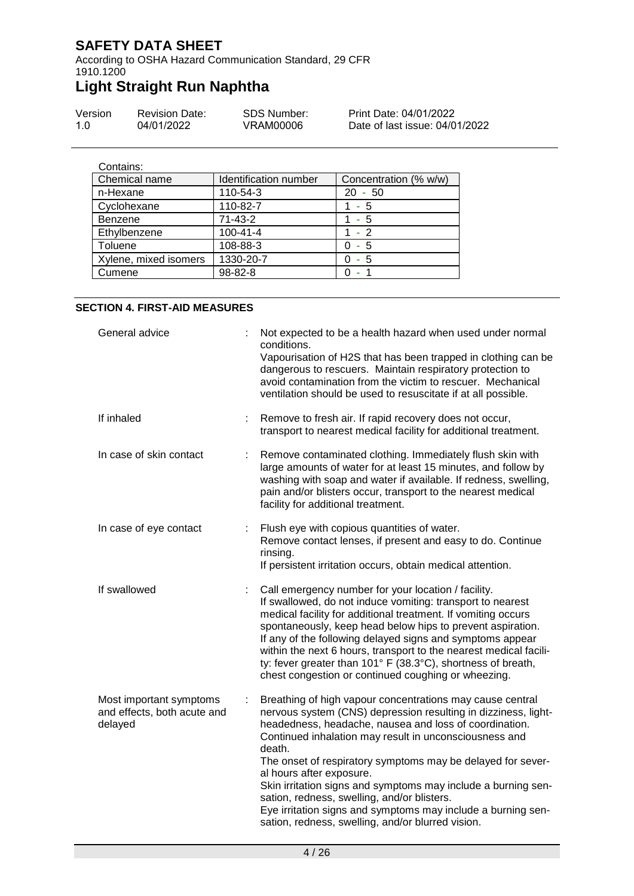Contains:

| Chemical name | Identification number | Concentration (% w/w) |
| --- | --- | --- |
| n-Hexane | 110-54-3 | 20 - 50 |
| Cyclohexane | 110-82-7 | 1 - 5 |
| Benzene | 71-43-2 | 1 - 5 |
| Ethylbenzene | 100-41-4 | 1 - 2 |
| Toluene | 108-88-3 | 0 - 5 |
| Xylene, mixed isomers | 1330-20-7 | 0 - 5 |
| Cumene | 98-82-8 | 0 - 1 |

## SECTION 4. FIRST-AID MEASURES

**General advice** : Not expected to be a health hazard when used under normal conditions.
Vapourisation of H2S that has been trapped in clothing can be dangerous to rescuers. Maintain respiratory protection to avoid contamination from the victim to rescuer. Mechanical ventilation should be used to resuscitate if at all possible.

**If inhaled** : Remove to fresh air. If rapid recovery does not occur, transport to nearest medical facility for additional treatment.

**In case of skin contact** : Remove contaminated clothing. Immediately flush skin with large amounts of water for at least 15 minutes, and follow by washing with soap and water if available. If redness, swelling, pain and/or blisters occur, transport to the nearest medical facility for additional treatment.

**In case of eye contact** : Flush eye with copious quantities of water.
Remove contact lenses, if present and easy to do. Continue rinsing.
If persistent irritation occurs, obtain medical attention.

**If swallowed** : Call emergency number for your location / facility.
If swallowed, do not induce vomiting: transport to nearest medical facility for additional treatment. If vomiting occurs spontaneously, keep head below hips to prevent aspiration.
If any of the following delayed signs and symptoms appear within the next 6 hours, transport to the nearest medical facility: fever greater than 101° F (38.3°C), shortness of breath, chest congestion or continued coughing or wheezing.

**Most important symptoms and effects, both acute and delayed** : Breathing of high vapour concentrations may cause central nervous system (CNS) depression resulting in dizziness, light-headedness, headache, nausea and loss of coordination. Continued inhalation may result in unconsciousness and death.
The onset of respiratory symptoms may be delayed for several hours after exposure.
Skin irritation signs and symptoms may include a burning sensation, redness, swelling, and/or blisters.
Eye irritation signs and symptoms may include a burning sensation, redness, swelling, and/or blurred vision.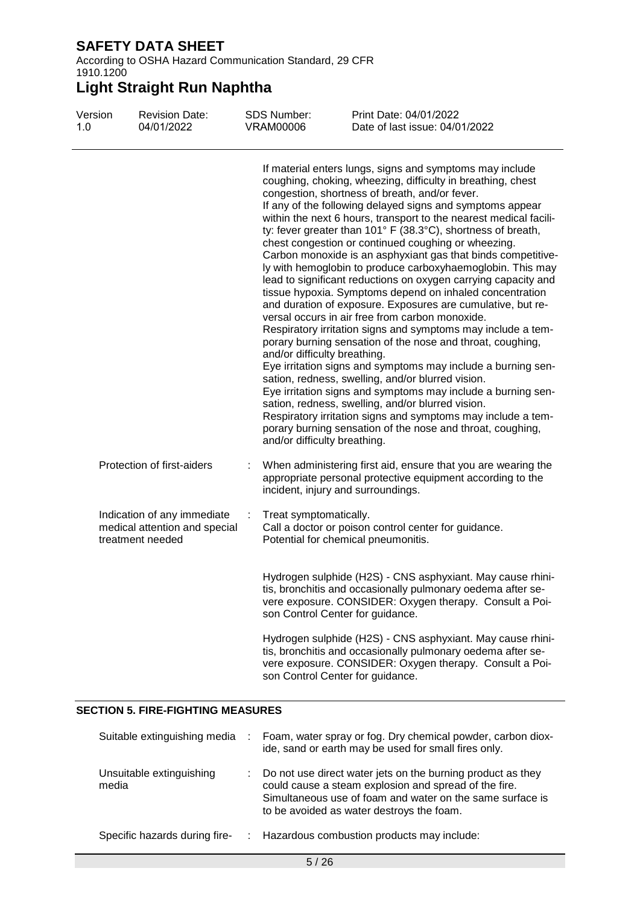If material enters lungs, signs and symptoms may include coughing, choking, wheezing, difficulty in breathing, chest congestion, shortness of breath, and/or fever.
If any of the following delayed signs and symptoms appear within the next 6 hours, transport to the nearest medical facility: fever greater than 101° F (38.3°C), shortness of breath, chest congestion or continued coughing or wheezing.
Carbon monoxide is an asphyxiant gas that binds competitively with hemoglobin to produce carboxyhaemoglobin. This may lead to significant reductions on oxygen carrying capacity and tissue hypoxia. Symptoms depend on inhaled concentration and duration of exposure. Exposures are cumulative, but reversal occurs in air free from carbon monoxide.
Respiratory irritation signs and symptoms may include a temporary burning sensation of the nose and throat, coughing, and/or difficulty breathing.
Eye irritation signs and symptoms may include a burning sensation, redness, swelling, and/or blurred vision.
Eye irritation signs and symptoms may include a burning sensation, redness, swelling, and/or blurred vision.
Respiratory irritation signs and symptoms may include a temporary burning sensation of the nose and throat, coughing, and/or difficulty breathing.

Protection of first-aiders : When administering first aid, ensure that you are wearing the appropriate personal protective equipment according to the incident, injury and surroundings.

Indication of any immediate medical attention and special treatment needed : Treat symptomatically.
Call a doctor or poison control center for guidance.
Potential for chemical pneumonitis.

Hydrogen sulphide ($H_2S$) - CNS asphyxiant. May cause rhinitis, bronchitis and occasionally pulmonary oedema after severe exposure. CONSIDER: Oxygen therapy. Consult a Poison Control Center for guidance.

Hydrogen sulphide ($H_2S$) - CNS asphyxiant. May cause rhinitis, bronchitis and occasionally pulmonary oedema after severe exposure. CONSIDER: Oxygen therapy. Consult a Poison Control Center for guidance.

## SECTION 5. FIRE-FIGHTING MEASURES

Suitable extinguishing media : Foam, water spray or fog. Dry chemical powder, carbon dioxide, sand or earth may be used for small fires only.

Unsuitable extinguishing media : Do not use direct water jets on the burning product as they could cause a steam explosion and spread of the fire. Simultaneous use of foam and water on the same surface is to be avoided as water destroys the foam.

Specific hazards during fire- : Hazardous combustion products may include: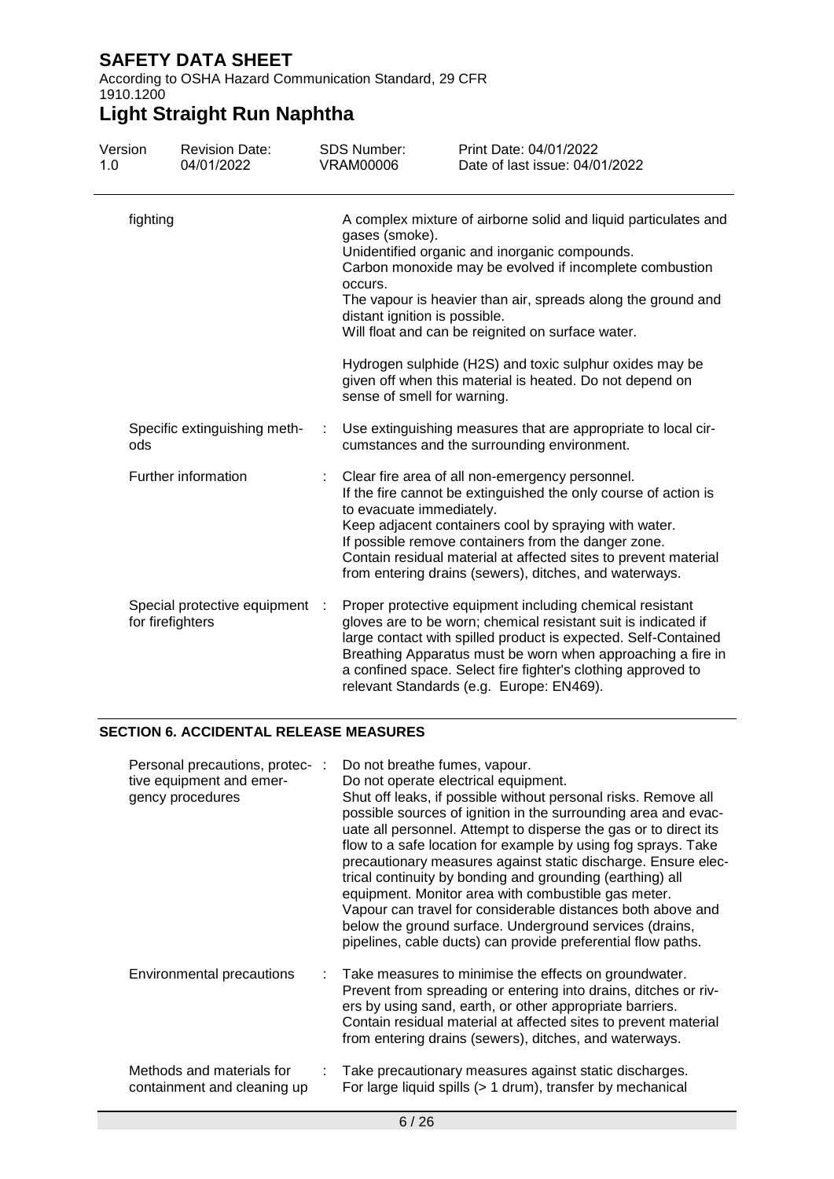| | | |
|---|---|---|
| fighting | | A complex mixture of airborne solid and liquid particulates and gases (smoke).<br>Unidentified organic and inorganic compounds.<br>Carbon monoxide may be evolved if incomplete combustion occurs.<br>The vapour is heavier than air, spreads along the ground and distant ignition is possible.<br>Will float and can be reignited on surface water.<br><br>Hydrogen sulphide ($H_2S$) and toxic sulphur oxides may be given off when this material is heated. Do not depend on sense of smell for warning. |
| Specific extinguishing methods | : | Use extinguishing measures that are appropriate to local circumstances and the surrounding environment. |
| Further information | : | Clear fire area of all non-emergency personnel.<br>If the fire cannot be extinguished the only course of action is to evacuate immediately.<br>Keep adjacent containers cool by spraying with water.<br>If possible remove containers from the danger zone.<br>Contain residual material at affected sites to prevent material from entering drains (sewers), ditches, and waterways. |
| Special protective equipment for firefighters | : | Proper protective equipment including chemical resistant gloves are to be worn; chemical resistant suit is indicated if large contact with spilled product is expected. Self-Contained Breathing Apparatus must be worn when approaching a fire in a confined space. Select fire fighter's clothing approved to relevant Standards (e.g. Europe: EN469). |

## SECTION 6. ACCIDENTAL RELEASE MEASURES

| | | |
|---|---|---|
| Personal precautions, protective equipment and emergency procedures | : | Do not breathe fumes, vapour.<br>Do not operate electrical equipment.<br>Shut off leaks, if possible without personal risks. Remove all possible sources of ignition in the surrounding area and evacuate all personnel. Attempt to disperse the gas or to direct its flow to a safe location for example by using fog sprays. Take precautionary measures against static discharge. Ensure electrical continuity by bonding and grounding (earthing) all equipment. Monitor area with combustible gas meter.<br>Vapour can travel for considerable distances both above and below the ground surface. Underground services (drains, pipelines, cable ducts) can provide preferential flow paths. |
| Environmental precautions | : | Take measures to minimise the effects on groundwater.<br>Prevent from spreading or entering into drains, ditches or rivers by using sand, earth, or other appropriate barriers.<br>Contain residual material at affected sites to prevent material from entering drains (sewers), ditches, and waterways. |
| Methods and materials for containment and cleaning up | : | Take precautionary measures against static discharges.<br>For large liquid spills (> 1 drum), transfer by mechanical |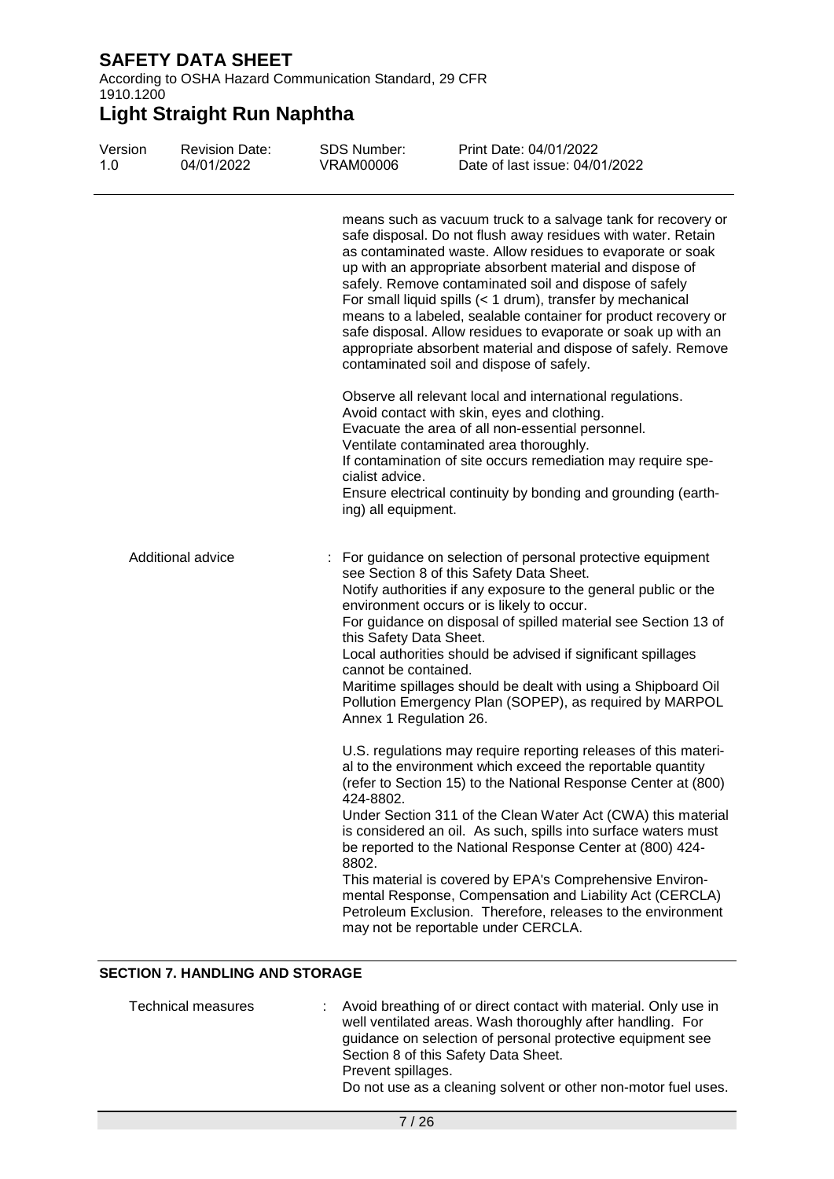means such as vacuum truck to a salvage tank for recovery or safe disposal. Do not flush away residues with water. Retain as contaminated waste. Allow residues to evaporate or soak up with an appropriate absorbent material and dispose of safely. Remove contaminated soil and dispose of safely
For small liquid spills (< 1 drum), transfer by mechanical means to a labeled, sealable container for product recovery or safe disposal. Allow residues to evaporate or soak up with an appropriate absorbent material and dispose of safely. Remove contaminated soil and dispose of safely.

Observe all relevant local and international regulations.
Avoid contact with skin, eyes and clothing.
Evacuate the area of all non-essential personnel.
Ventilate contaminated area thoroughly.
If contamination of site occurs remediation may require specialist advice.
Ensure electrical continuity by bonding and grounding (earthing) all equipment.

Additional advice : For guidance on selection of personal protective equipment see Section 8 of this Safety Data Sheet.
Notify authorities if any exposure to the general public or the environment occurs or is likely to occur.
For guidance on disposal of spilled material see Section 13 of this Safety Data Sheet.
Local authorities should be advised if significant spillages cannot be contained.
Maritime spillages should be dealt with using a Shipboard Oil Pollution Emergency Plan (SOPEP), as required by MARPOL Annex 1 Regulation 26.

U.S. regulations may require reporting releases of this material to the environment which exceed the reportable quantity (refer to Section 15) to the National Response Center at (800) 424-8802.
Under Section 311 of the Clean Water Act (CWA) this material is considered an oil. As such, spills into surface waters must be reported to the National Response Center at (800) 424-8802.
This material is covered by EPA's Comprehensive Environmental Response, Compensation and Liability Act (CERCLA) Petroleum Exclusion. Therefore, releases to the environment may not be reportable under CERCLA.

## SECTION 7. HANDLING AND STORAGE

Technical measures : Avoid breathing of or direct contact with material. Only use in well ventilated areas. Wash thoroughly after handling. For guidance on selection of personal protective equipment see Section 8 of this Safety Data Sheet.
Prevent spillages.
Do not use as a cleaning solvent or other non-motor fuel uses.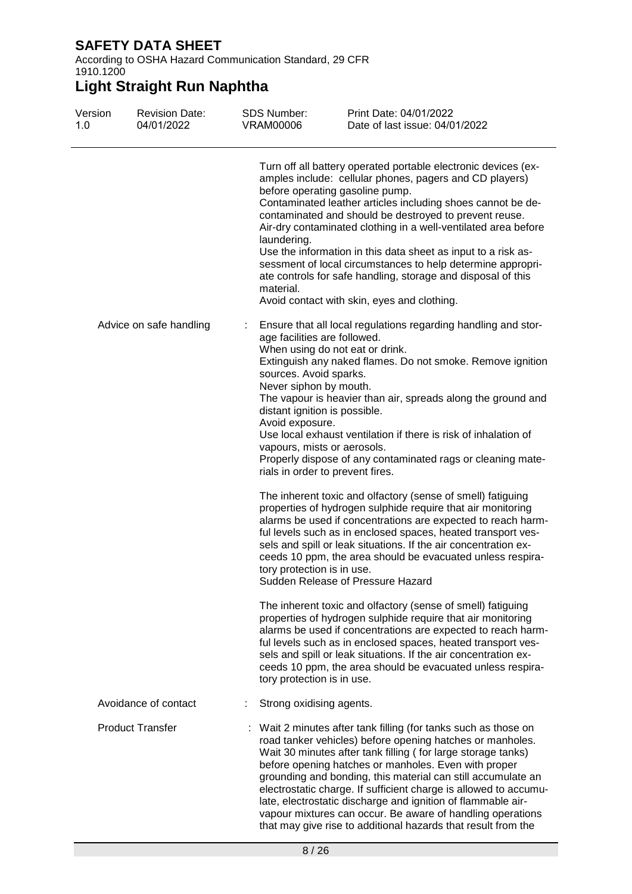Turn off all battery operated portable electronic devices (examples include: cellular phones, pagers and CD players) before operating gasoline pump.
Contaminated leather articles including shoes cannot be decontaminated and should be destroyed to prevent reuse.
Air-dry contaminated clothing in a well-ventilated area before laundering.
Use the information in this data sheet as input to a risk assessment of local circumstances to help determine appropriate controls for safe handling, storage and disposal of this material.
Avoid contact with skin, eyes and clothing.

**Advice on safe handling** : Ensure that all local regulations regarding handling and storage facilities are followed.
When using do not eat or drink.
Extinguish any naked flames. Do not smoke. Remove ignition sources. Avoid sparks.
Never siphon by mouth.
The vapour is heavier than air, spreads along the ground and distant ignition is possible.
Avoid exposure.
Use local exhaust ventilation if there is risk of inhalation of vapours, mists or aerosols.
Properly dispose of any contaminated rags or cleaning materials in order to prevent fires.

The inherent toxic and olfactory (sense of smell) fatiguing properties of hydrogen sulphide require that air monitoring alarms be used if concentrations are expected to reach harmful levels such as in enclosed spaces, heated transport vessels and spill or leak situations. If the air concentration exceeds 10 ppm, the area should be evacuated unless respiratory protection is in use.
Sudden Release of Pressure Hazard

The inherent toxic and olfactory (sense of smell) fatiguing properties of hydrogen sulphide require that air monitoring alarms be used if concentrations are expected to reach harmful levels such as in enclosed spaces, heated transport vessels and spill or leak situations. If the air concentration exceeds 10 ppm, the area should be evacuated unless respiratory protection is in use.

**Avoidance of contact** : Strong oxidising agents.

**Product Transfer** : Wait 2 minutes after tank filling (for tanks such as those on road tanker vehicles) before opening hatches or manholes. Wait 30 minutes after tank filling ( for large storage tanks) before opening hatches or manholes. Even with proper grounding and bonding, this material can still accumulate an electrostatic charge. If sufficient charge is allowed to accumulate, electrostatic discharge and ignition of flammable air-vapour mixtures can occur. Be aware of handling operations that may give rise to additional hazards that result from the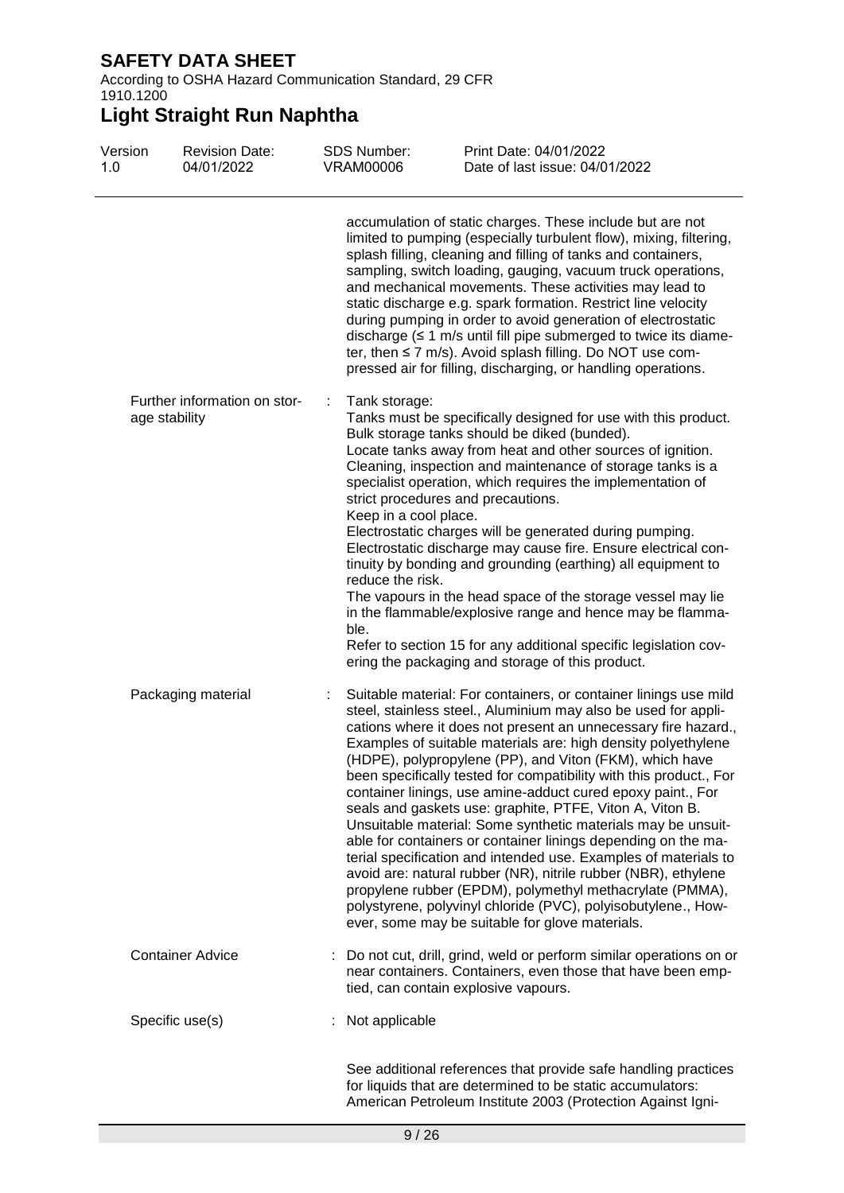accumulation of static charges. These include but are not limited to pumping (especially turbulent flow), mixing, filtering, splash filling, cleaning and filling of tanks and containers, sampling, switch loading, gauging, vacuum truck operations, and mechanical movements. These activities may lead to static discharge e.g. spark formation. Restrict line velocity during pumping in order to avoid generation of electrostatic discharge (≤ 1 m/s until fill pipe submerged to twice its diameter, then ≤ 7 m/s). Avoid splash filling. Do NOT use compressed air for filling, discharging, or handling operations.

Further information on storage stability : Tank storage:
Tanks must be specifically designed for use with this product.
Bulk storage tanks should be diked (bunded).
Locate tanks away from heat and other sources of ignition.
Cleaning, inspection and maintenance of storage tanks is a specialist operation, which requires the implementation of strict procedures and precautions.
Keep in a cool place.
Electrostatic charges will be generated during pumping.
Electrostatic discharge may cause fire. Ensure electrical continuity by bonding and grounding (earthing) all equipment to reduce the risk.
The vapours in the head space of the storage vessel may lie in the flammable/explosive range and hence may be flammable.
Refer to section 15 for any additional specific legislation covering the packaging and storage of this product.

Packaging material : Suitable material: For containers, or container linings use mild steel, stainless steel., Aluminium may also be used for applications where it does not present an unnecessary fire hazard., Examples of suitable materials are: high density polyethylene (HDPE), polypropylene (PP), and Viton (FKM), which have been specifically tested for compatibility with this product., For container linings, use amine-adduct cured epoxy paint., For seals and gaskets use: graphite, PTFE, Viton A, Viton B.
Unsuitable material: Some synthetic materials may be unsuitable for containers or container linings depending on the material specification and intended use. Examples of materials to avoid are: natural rubber (NR), nitrile rubber (NBR), ethylene propylene rubber (EPDM), polymethyl methacrylate (PMMA), polystyrene, polyvinyl chloride (PVC), polyisobutylene., However, some may be suitable for glove materials.

Container Advice : Do not cut, drill, grind, weld or perform similar operations on or near containers. Containers, even those that have been emptied, can contain explosive vapours.

Specific use(s) : Not applicable

See additional references that provide safe handling practices for liquids that are determined to be static accumulators: American Petroleum Institute 2003 (Protection Against Igni-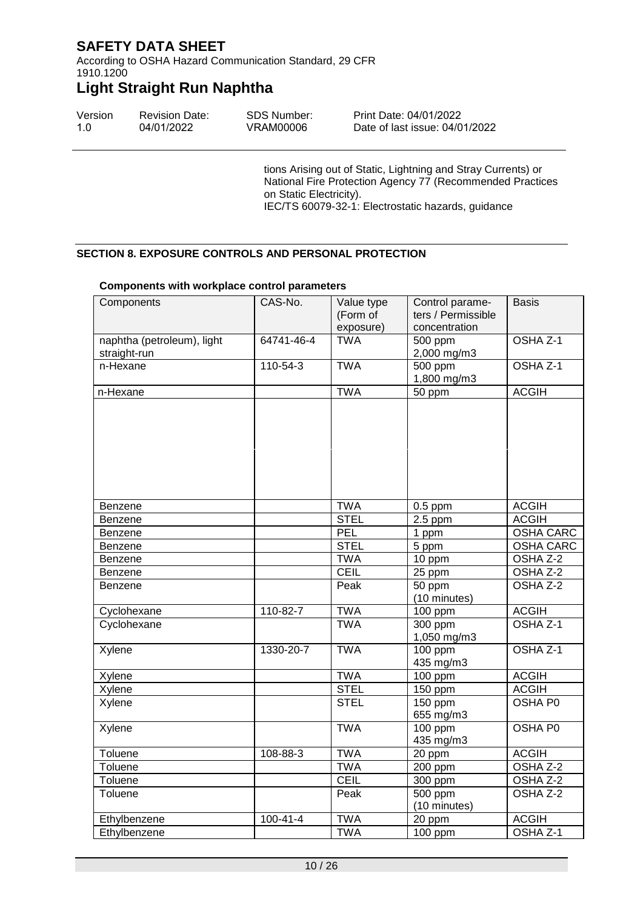tions Arising out of Static, Lightning and Stray Currents) or National Fire Protection Agency 77 (Recommended Practices on Static Electricity).
IEC/TS 60079-32-1: Electrostatic hazards, guidance

## SECTION 8. EXPOSURE CONTROLS AND PERSONAL PROTECTION

**Components with workplace control parameters**

| Components | CAS-No. | Value type (Form of exposure) | Control parameters / Permissible concentration | Basis |
|---|---|---|---|---|
| naphtha (petroleum), light straight-run | 64741-46-4 | TWA | 500 ppm 2,000 mg/m3 | OSHA Z-1 |
| n-Hexane | 110-54-3 | TWA | 500 ppm 1,800 mg/m3 | OSHA Z-1 |
| n-Hexane | | TWA | 50 ppm | ACGIH |
| | | | | |
| Benzene | | TWA | 0.5 ppm | ACGIH |
| Benzene | | STEL | 2.5 ppm | ACGIH |
| Benzene | | PEL | 1 ppm | OSHA CARC |
| Benzene | | STEL | 5 ppm | OSHA CARC |
| Benzene | | TWA | 10 ppm | OSHA Z-2 |
| Benzene | | CEIL | 25 ppm | OSHA Z-2 |
| Benzene | | Peak | 50 ppm (10 minutes) | OSHA Z-2 |
| Cyclohexane | 110-82-7 | TWA | 100 ppm | ACGIH |
| Cyclohexane | | TWA | 300 ppm 1,050 mg/m3 | OSHA Z-1 |
| Xylene | 1330-20-7 | TWA | 100 ppm 435 mg/m3 | OSHA Z-1 |
| Xylene | | TWA | 100 ppm | ACGIH |
| Xylene | | STEL | 150 ppm | ACGIH |
| Xylene | | STEL | 150 ppm 655 mg/m3 | OSHA P0 |
| Xylene | | TWA | 100 ppm 435 mg/m3 | OSHA P0 |
| Toluene | 108-88-3 | TWA | 20 ppm | ACGIH |
| Toluene | | TWA | 200 ppm | OSHA Z-2 |
| Toluene | | CEIL | 300 ppm | OSHA Z-2 |
| Toluene | | Peak | 500 ppm (10 minutes) | OSHA Z-2 |
| Ethylbenzene | 100-41-4 | TWA | 20 ppm | ACGIH |
| Ethylbenzene | | TWA | 100 ppm | OSHA Z-1 |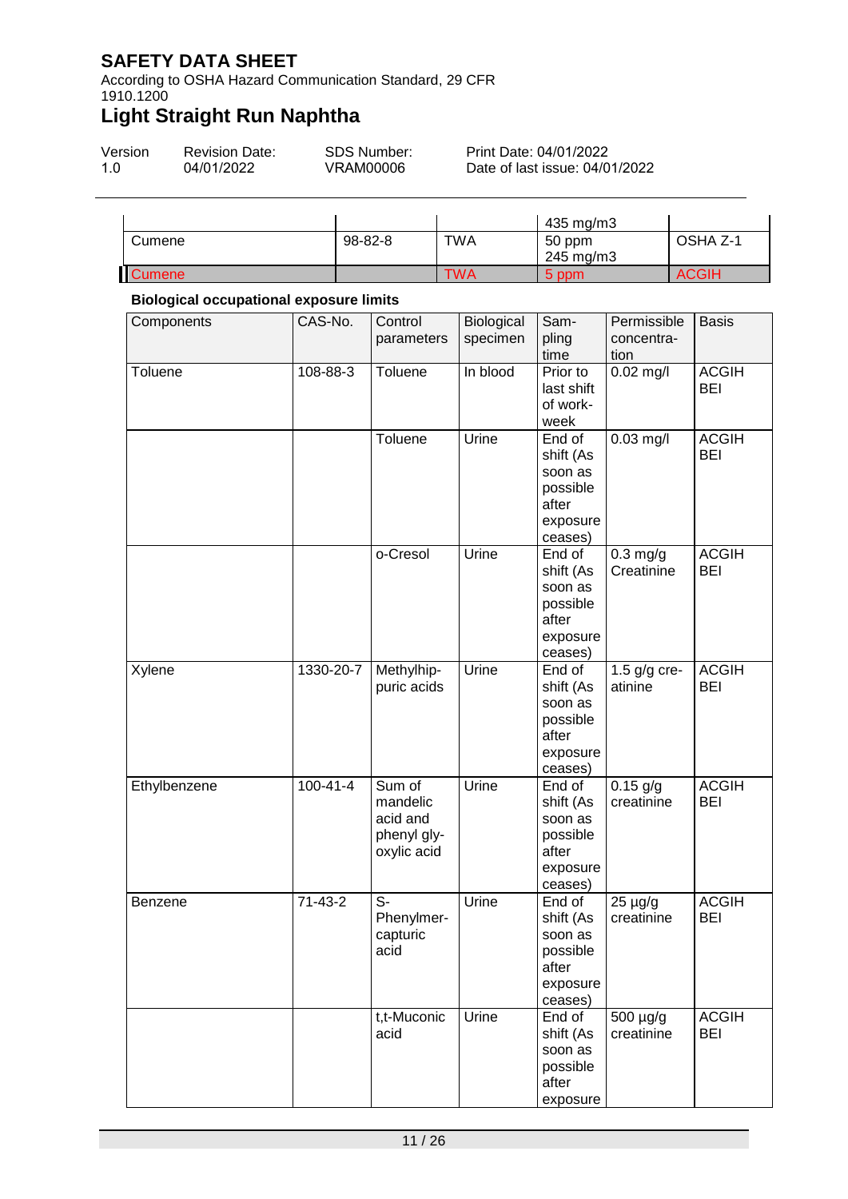| | | | 435 mg/m3 | |
|---|---|---|---|---|
| Cumene | 98-82-8 | TWA | 50 ppm<br>245 mg/m3 | OSHA Z-1 |
| Cumene | | TWA | 5 ppm | ACGIH |

**Biological occupational exposure limits**

| Components | CAS-No. | Control parameters | Biological specimen | Sampling time | Permissible concentration | Basis |
|---|---|---|---|---|---|---|
| Toluene | 108-88-3 | Toluene | In blood | Prior to last shift of workweek | 0.02 mg/l | ACGIH BEI |
| | | Toluene | Urine | End of shift (As soon as possible after exposure ceases) | 0.03 mg/l | ACGIH BEI |
| | | o-Cresol | Urine | End of shift (As soon as possible after exposure ceases) | 0.3 mg/g Creatinine | ACGIH BEI |
| Xylene | 1330-20-7 | Methylhippuric acids | Urine | End of shift (As soon as possible after exposure ceases) | 1.5 g/g creatinine | ACGIH BEI |
| Ethylbenzene | 100-41-4 | Sum of mandelic acid and phenyl glyoxylic acid | Urine | End of shift (As soon as possible after exposure ceases) | 0.15 g/g creatinine | ACGIH BEI |
| Benzene | 71-43-2 | S-Phenylmercapturic acid | Urine | End of shift (As soon as possible after exposure ceases) | 25 µg/g creatinine | ACGIH BEI |
| | | t,t-Muconic acid | Urine | End of shift (As soon as possible after exposure | 500 µg/g creatinine | ACGIH BEI |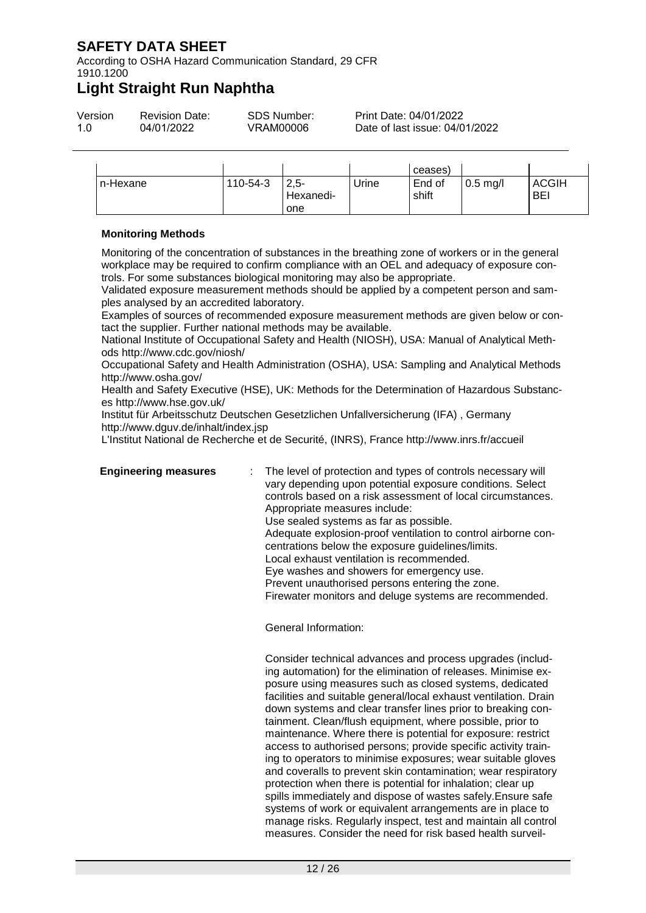| | | | | ceases) | | |
|---|---|---|---|---|---|---|
| n-Hexane | 110-54-3 | 2,5-Hexanedi-one | Urine | End of shift | 0.5 mg/l | ACGIH BEI |

**Monitoring Methods**

Monitoring of the concentration of substances in the breathing zone of workers or in the general workplace may be required to confirm compliance with an OEL and adequacy of exposure controls. For some substances biological monitoring may also be appropriate.
Validated exposure measurement methods should be applied by a competent person and samples analysed by an accredited laboratory.
Examples of sources of recommended exposure measurement methods are given below or contact the supplier. Further national methods may be available.
National Institute of Occupational Safety and Health (NIOSH), USA: Manual of Analytical Methods http://www.cdc.gov/niosh/
Occupational Safety and Health Administration (OSHA), USA: Sampling and Analytical Methods http://www.osha.gov/
Health and Safety Executive (HSE), UK: Methods for the Determination of Hazardous Substances http://www.hse.gov.uk/
Institut für Arbeitsschutz Deutschen Gesetzlichen Unfallversicherung (IFA) , Germany http://www.dguv.de/inhalt/index.jsp
L'Institut National de Recherche et de Securité, (INRS), France http://www.inrs.fr/accueil

**Engineering measures** : The level of protection and types of controls necessary will vary depending upon potential exposure conditions. Select controls based on a risk assessment of local circumstances. Appropriate measures include:
Use sealed systems as far as possible.
Adequate explosion-proof ventilation to control airborne concentrations below the exposure guidelines/limits.
Local exhaust ventilation is recommended.
Eye washes and showers for emergency use.
Prevent unauthorised persons entering the zone.
Firewater monitors and deluge systems are recommended.

General Information:

Consider technical advances and process upgrades (including automation) for the elimination of releases. Minimise exposure using measures such as closed systems, dedicated facilities and suitable general/local exhaust ventilation. Drain down systems and clear transfer lines prior to breaking containment. Clean/flush equipment, where possible, prior to maintenance. Where there is potential for exposure: restrict access to authorised persons; provide specific activity training to operators to minimise exposures; wear suitable gloves and coveralls to prevent skin contamination; wear respiratory protection when there is potential for inhalation; clear up spills immediately and dispose of wastes safely.Ensure safe systems of work or equivalent arrangements are in place to manage risks. Regularly inspect, test and maintain all control measures. Consider the need for risk based health surveil-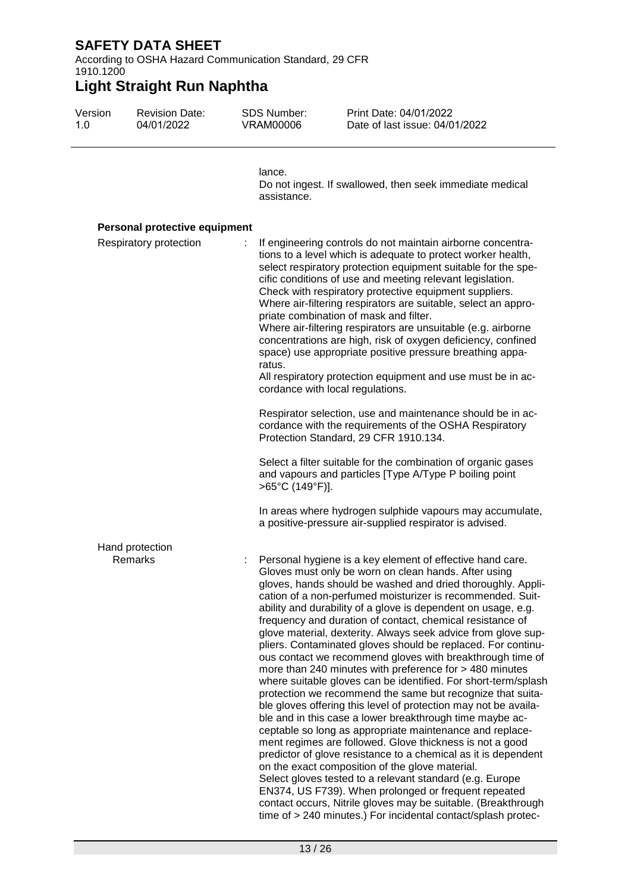lance.
Do not ingest. If swallowed, then seek immediate medical assistance.

**Personal protective equipment**

Respiratory protection : If engineering controls do not maintain airborne concentrations to a level which is adequate to protect worker health, select respiratory protection equipment suitable for the specific conditions of use and meeting relevant legislation.
Check with respiratory protective equipment suppliers.
Where air-filtering respirators are suitable, select an appropriate combination of mask and filter.
Where air-filtering respirators are unsuitable (e.g. airborne concentrations are high, risk of oxygen deficiency, confined space) use appropriate positive pressure breathing apparatus.
All respiratory protection equipment and use must be in accordance with local regulations.

Respirator selection, use and maintenance should be in accordance with the requirements of the OSHA Respiratory Protection Standard, 29 CFR 1910.134.

Select a filter suitable for the combination of organic gases and vapours and particles [Type A/Type P boiling point >65°C (149°F)].

In areas where hydrogen sulphide vapours may accumulate, a positive-pressure air-supplied respirator is advised.

Hand protection

Remarks : Personal hygiene is a key element of effective hand care. Gloves must only be worn on clean hands. After using gloves, hands should be washed and dried thoroughly. Application of a non-perfumed moisturizer is recommended. Suitability and durability of a glove is dependent on usage, e.g. frequency and duration of contact, chemical resistance of glove material, dexterity. Always seek advice from glove suppliers. Contaminated gloves should be replaced. For continuous contact we recommend gloves with breakthrough time of more than 240 minutes with preference for > 480 minutes where suitable gloves can be identified. For short-term/splash protection we recommend the same but recognize that suitable gloves offering this level of protection may not be available and in this case a lower breakthrough time maybe acceptable so long as appropriate maintenance and replacement regimes are followed. Glove thickness is not a good predictor of glove resistance to a chemical as it is dependent on the exact composition of the glove material.
Select gloves tested to a relevant standard (e.g. Europe EN374, US F739). When prolonged or frequent repeated contact occurs, Nitrile gloves may be suitable. (Breakthrough time of > 240 minutes.) For incidental contact/splash protec-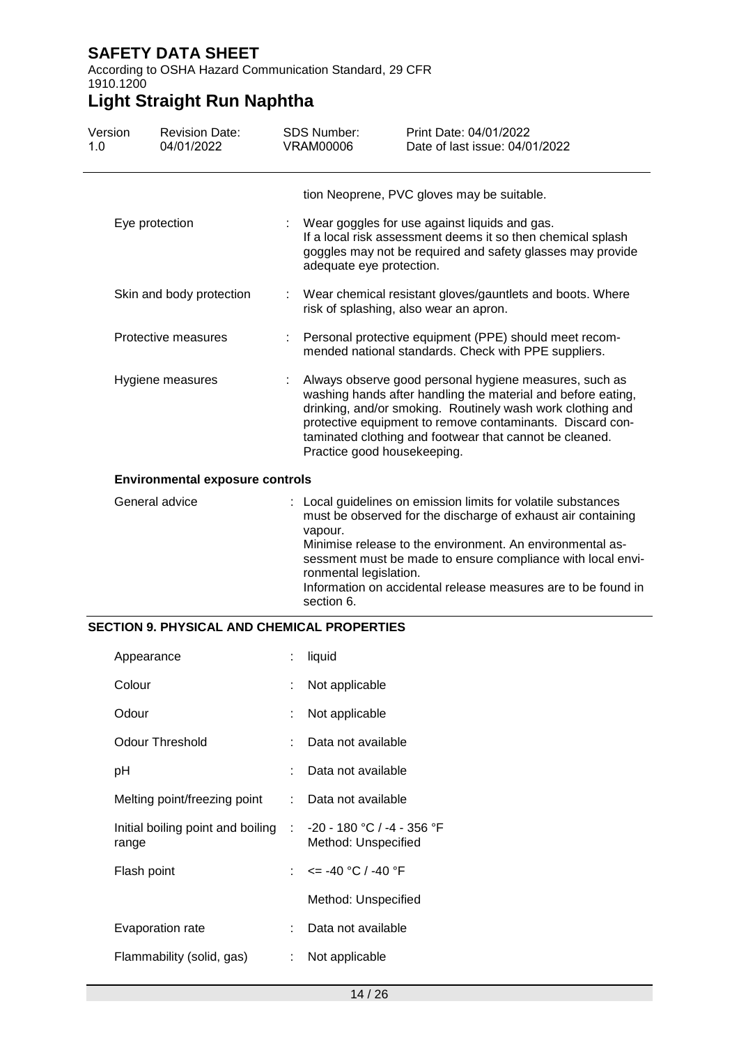tion Neoprene, PVC gloves may be suitable.

| | | |
|---|---|---|
| Eye protection | : | Wear goggles for use against liquids and gas. If a local risk assessment deems it so then chemical splash goggles may not be required and safety glasses may provide adequate eye protection. |
| Skin and body protection | : | Wear chemical resistant gloves/gauntlets and boots. Where risk of splashing, also wear an apron. |
| Protective measures | : | Personal protective equipment (PPE) should meet recommended national standards. Check with PPE suppliers. |
| Hygiene measures | : | Always observe good personal hygiene measures, such as washing hands after handling the material and before eating, drinking, and/or smoking. Routinely wash work clothing and protective equipment to remove contaminants. Discard contaminated clothing and footwear that cannot be cleaned. Practice good housekeeping. |

**Environmental exposure controls**

| | | |
|---|---|---|
| General advice | : | Local guidelines on emission limits for volatile substances must be observed for the discharge of exhaust air containing vapour. Minimise release to the environment. An environmental assessment must be made to ensure compliance with local environmental legislation. Information on accidental release measures are to be found in section 6. |

## SECTION 9. PHYSICAL AND CHEMICAL PROPERTIES

| | | |
|---|---|---|
| Appearance | : | liquid |
| Colour | : | Not applicable |
| Odour | : | Not applicable |
| Odour Threshold | : | Data not available |
| pH | : | Data not available |
| Melting point/freezing point | : | Data not available |
| Initial boiling point and boiling range | : | -20 - 180 °C / -4 - 356 °F<br>Method: Unspecified |
| Flash point | : | <= -40 °C / -40 °F<br>Method: Unspecified |
| Evaporation rate | : | Data not available |
| Flammability (solid, gas) | : | Not applicable |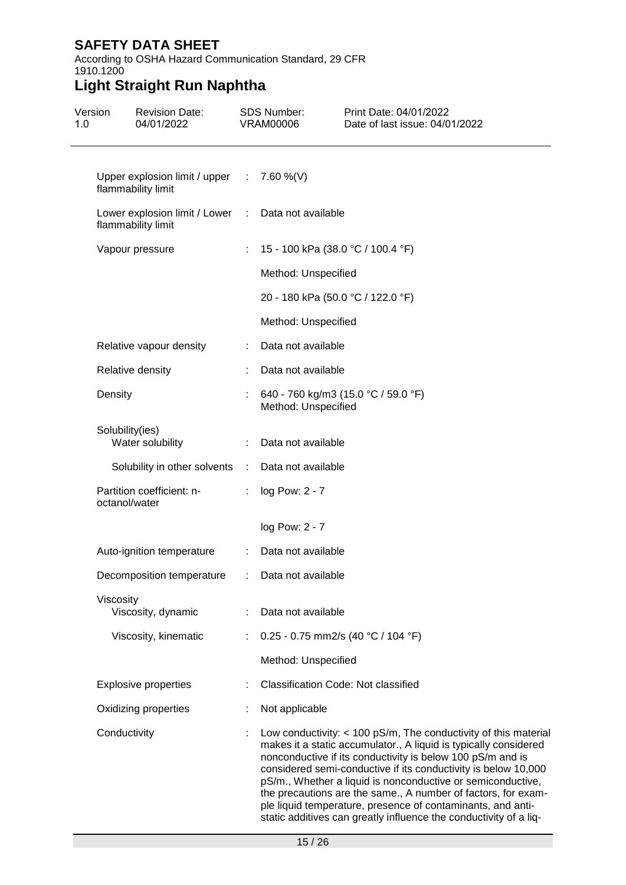| | | |
|---|---|---|
| Upper explosion limit / upper flammability limit | : | 7.60 %(V) |
| Lower explosion limit / Lower flammability limit | : | Data not available |
| Vapour pressure | : | 15 - 100 kPa (38.0 °C / 100.4 °F) |
| | | Method: Unspecified |
| | | 20 - 180 kPa (50.0 °C / 122.0 °F) |
| | | Method: Unspecified |
| Relative vapour density | : | Data not available |
| Relative density | : | Data not available |
| Density | : | 640 - 760 kg/m3 (15.0 °C / 59.0 °F)<br>Method: Unspecified |
| Solubility(ies)<br>Water solubility | : | Data not available |
| Solubility in other solvents | : | Data not available |
| Partition coefficient: n-octanol/water | : | log Pow: 2 - 7 |
| | | log Pow: 2 - 7 |
| Auto-ignition temperature | : | Data not available |
| Decomposition temperature | : | Data not available |
| Viscosity<br>Viscosity, dynamic | : | Data not available |
| Viscosity, kinematic | : | 0.25 - 0.75 mm2/s (40 °C / 104 °F) |
| | | Method: Unspecified |
| Explosive properties | : | Classification Code: Not classified |
| Oxidizing properties | : | Not applicable |
| Conductivity | : | Low conductivity: < 100 pS/m, The conductivity of this material makes it a static accumulator., A liquid is typically considered nonconductive if its conductivity is below 100 pS/m and is considered semi-conductive if its conductivity is below 10,000 pS/m., Whether a liquid is nonconductive or semiconductive, the precautions are the same., A number of factors, for example liquid temperature, presence of contaminants, and anti-static additives can greatly influence the conductivity of a liq- |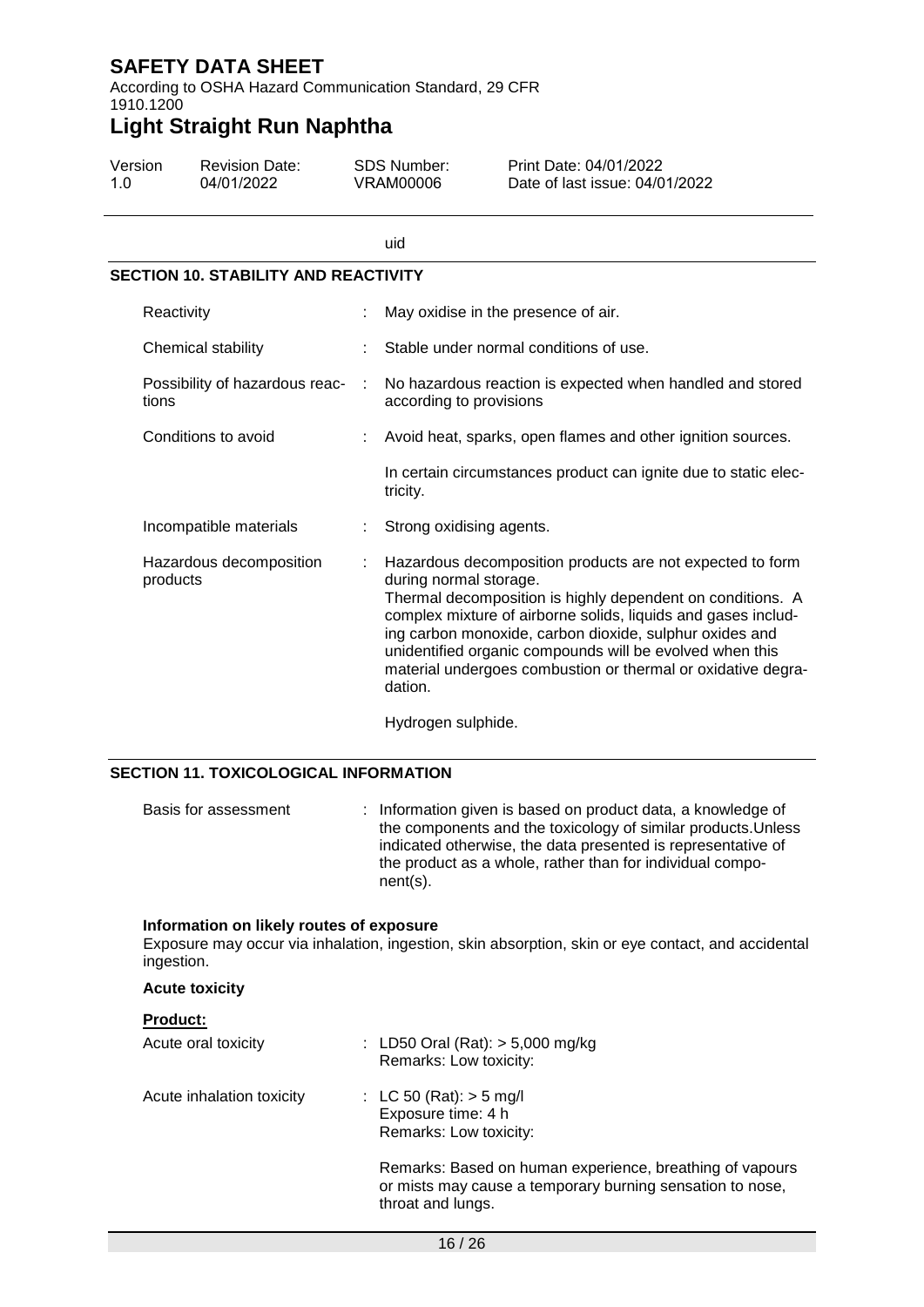uid

## SECTION 10. STABILITY AND REACTIVITY

| | | |
|---|---|---|
| Reactivity | : | May oxidise in the presence of air. |
| Chemical stability | : | Stable under normal conditions of use. |
| Possibility of hazardous reactions | : | No hazardous reaction is expected when handled and stored according to provisions |
| Conditions to avoid | : | Avoid heat, sparks, open flames and other ignition sources.<br><br>In certain circumstances product can ignite due to static electricity. |
| Incompatible materials | : | Strong oxidising agents. |
| Hazardous decomposition products | : | Hazardous decomposition products are not expected to form during normal storage.<br>Thermal decomposition is highly dependent on conditions. A complex mixture of airborne solids, liquids and gases including carbon monoxide, carbon dioxide, sulphur oxides and unidentified organic compounds will be evolved when this material undergoes combustion or thermal or oxidative degradation.<br><br>Hydrogen sulphide. |

## SECTION 11. TOXICOLOGICAL INFORMATION

| | | |
|---|---|---|
| Basis for assessment | : | Information given is based on product data, a knowledge of the components and the toxicology of similar products.Unless indicated otherwise, the data presented is representative of the product as a whole, rather than for individual component(s). |

**Information on likely routes of exposure**

Exposure may occur via inhalation, ingestion, skin absorption, skin or eye contact, and accidental ingestion.

**Acute toxicity**

**Product:**

| | | |
|---|---|---|
| Acute oral toxicity | : | LD50 Oral (Rat): > 5,000 mg/kg<br>Remarks: Low toxicity: |
| Acute inhalation toxicity | : | LC 50 (Rat): > 5 mg/l<br>Exposure time: 4 h<br>Remarks: Low toxicity:<br><br>Remarks: Based on human experience, breathing of vapours or mists may cause a temporary burning sensation to nose, throat and lungs. |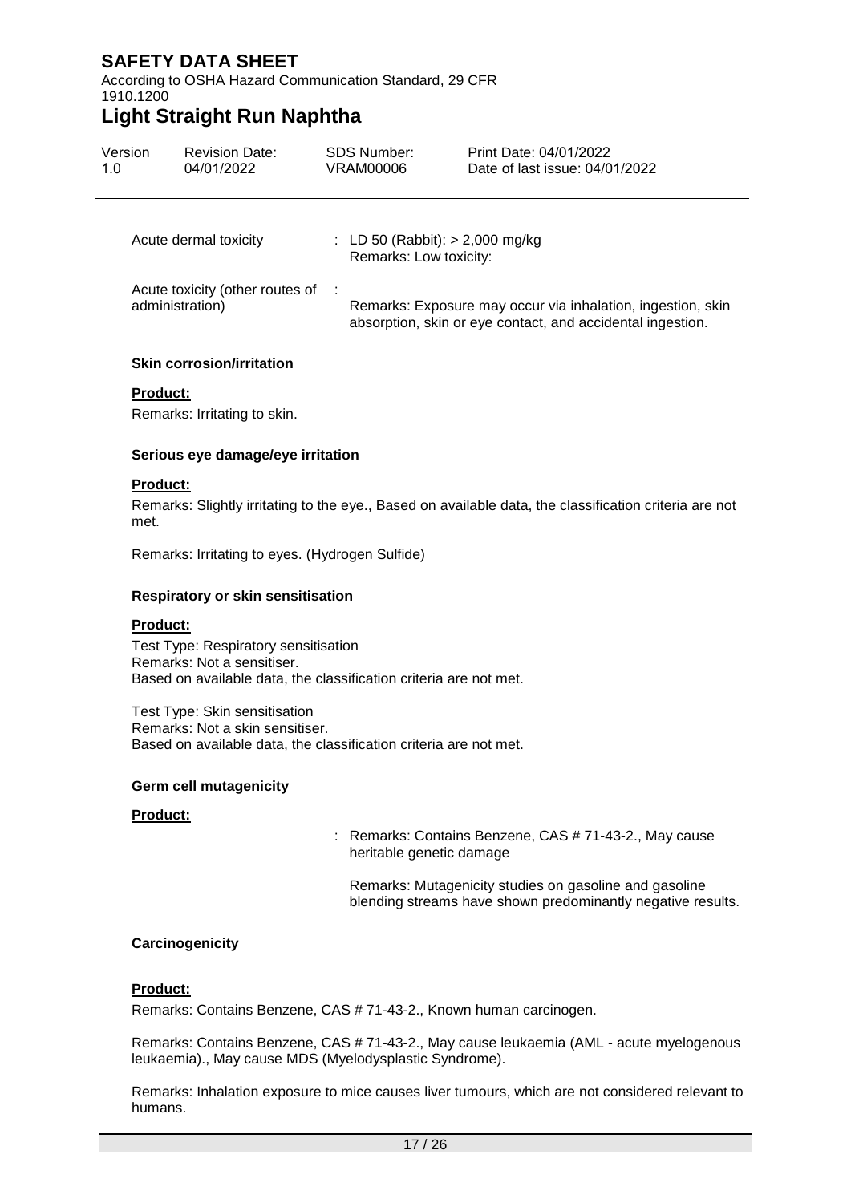Acute dermal toxicity : LD 50 (Rabbit): > 2,000 mg/kg
Remarks: Low toxicity:

Acute toxicity (other routes of administration) :
Remarks: Exposure may occur via inhalation, ingestion, skin absorption, skin or eye contact, and accidental ingestion.

**Skin corrosion/irritation**

**Product:**

Remarks: Irritating to skin.

**Serious eye damage/eye irritation**

**Product:**

Remarks: Slightly irritating to the eye., Based on available data, the classification criteria are not met.

Remarks: Irritating to eyes. (Hydrogen Sulfide)

**Respiratory or skin sensitisation**

**Product:**

Test Type: Respiratory sensitisation
Remarks: Not a sensitiser.
Based on available data, the classification criteria are not met.

Test Type: Skin sensitisation
Remarks: Not a skin sensitiser.
Based on available data, the classification criteria are not met.

**Germ cell mutagenicity**

**Product:**

: Remarks: Contains Benzene, CAS # 71-43-2., May cause heritable genetic damage

Remarks: Mutagenicity studies on gasoline and gasoline blending streams have shown predominantly negative results.

**Carcinogenicity**

**Product:**

Remarks: Contains Benzene, CAS # 71-43-2., Known human carcinogen.

Remarks: Contains Benzene, CAS # 71-43-2., May cause leukaemia (AML - acute myelogenous leukaemia)., May cause MDS (Myelodysplastic Syndrome).

Remarks: Inhalation exposure to mice causes liver tumours, which are not considered relevant to humans.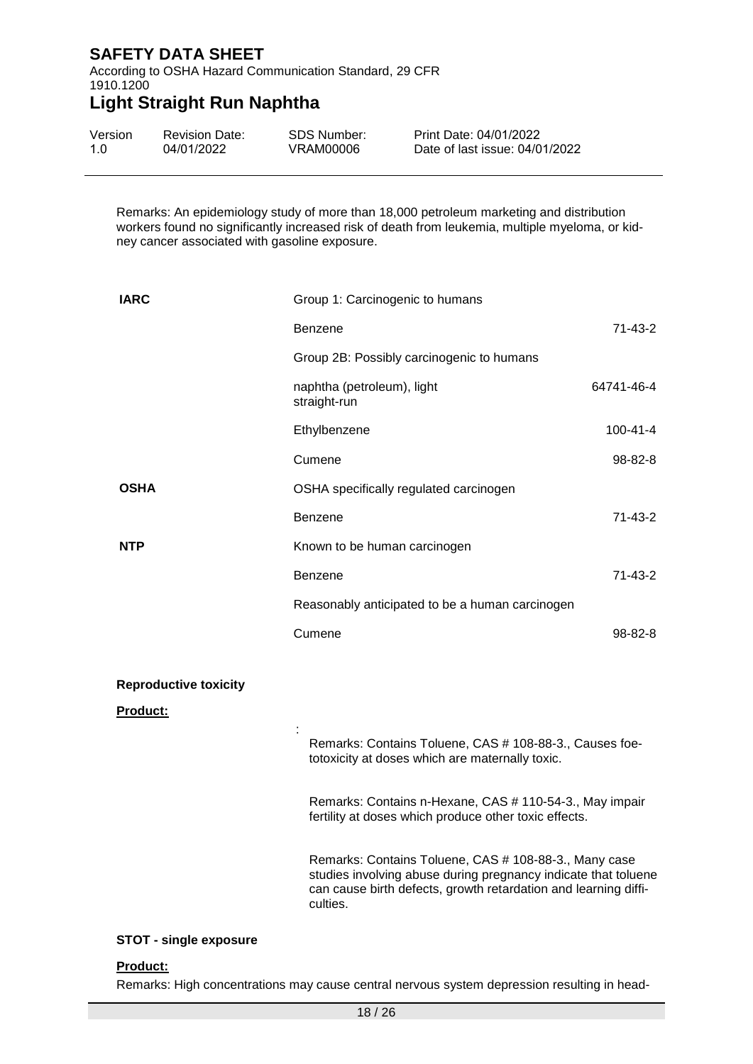Remarks: An epidemiology study of more than 18,000 petroleum marketing and distribution workers found no significantly increased risk of death from leukemia, multiple myeloma, or kidney cancer associated with gasoline exposure.

| | | |
|---|---|---|
| **IARC** | Group 1: Carcinogenic to humans | |
| | Benzene | 71-43-2 |
| | Group 2B: Possibly carcinogenic to humans | |
| | naphtha (petroleum), light straight-run | 64741-46-4 |
| | Ethylbenzene | 100-41-4 |
| | Cumene | 98-82-8 |
| **OSHA** | OSHA specifically regulated carcinogen | |
| | Benzene | 71-43-2 |
| **NTP** | Known to be human carcinogen | |
| | Benzene | 71-43-2 |
| | Reasonably anticipated to be a human carcinogen | |
| | Cumene | 98-82-8 |

**Reproductive toxicity**

**Product:**

:

Remarks: Contains Toluene, CAS # 108-88-3., Causes foetotoxicity at doses which are maternally toxic.

Remarks: Contains n-Hexane, CAS # 110-54-3., May impair fertility at doses which produce other toxic effects.

Remarks: Contains Toluene, CAS # 108-88-3., Many case studies involving abuse during pregnancy indicate that toluene can cause birth defects, growth retardation and learning difficulties.

**STOT - single exposure**

**Product:**

Remarks: High concentrations may cause central nervous system depression resulting in head-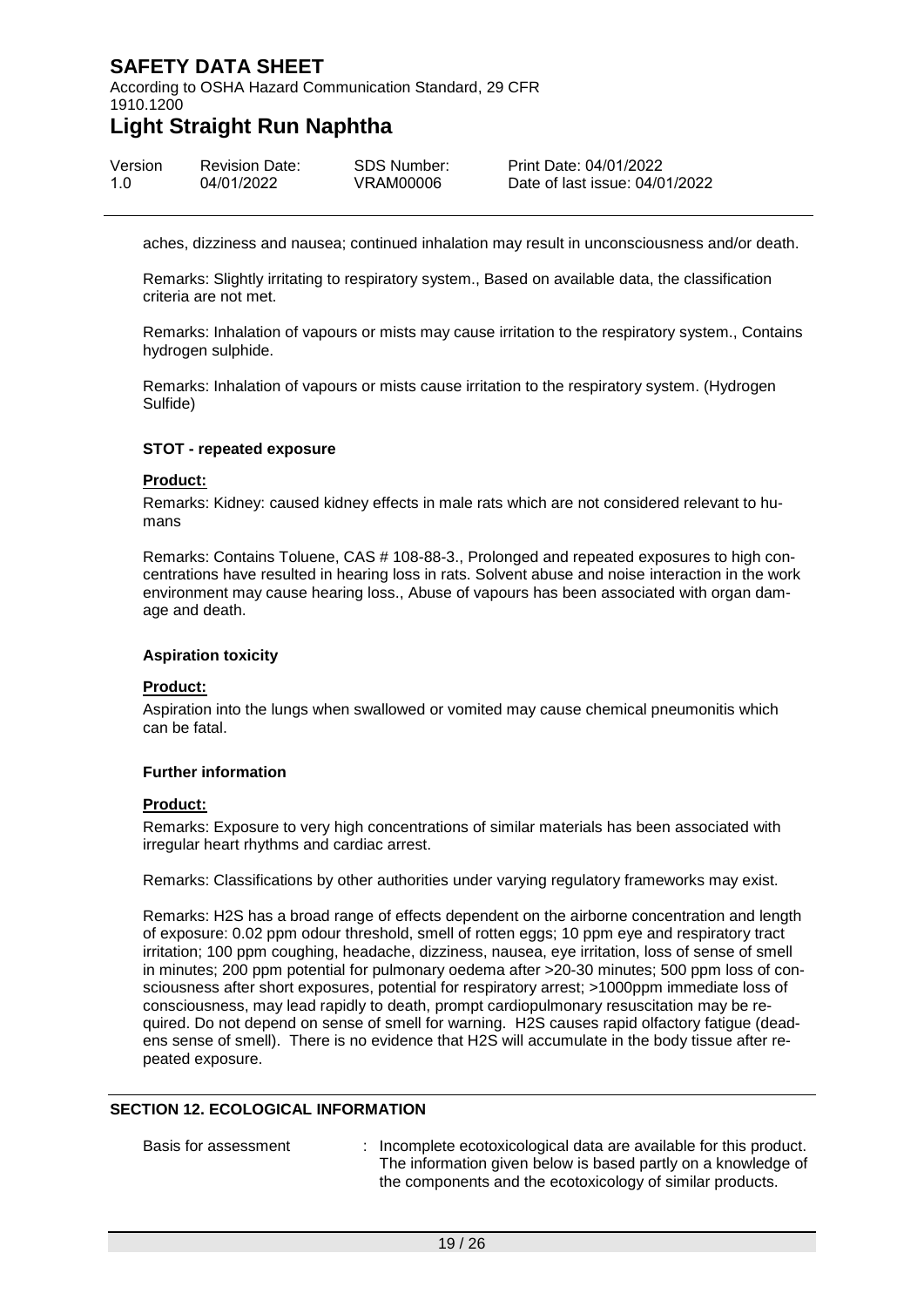aches, dizziness and nausea; continued inhalation may result in unconsciousness and/or death.

Remarks: Slightly irritating to respiratory system., Based on available data, the classification criteria are not met.

Remarks: Inhalation of vapours or mists may cause irritation to the respiratory system., Contains hydrogen sulphide.

Remarks: Inhalation of vapours or mists cause irritation to the respiratory system. (Hydrogen Sulfide)

#### STOT - repeated exposure

**Product:**

Remarks: Kidney: caused kidney effects in male rats which are not considered relevant to humans

Remarks: Contains Toluene, CAS # 108-88-3., Prolonged and repeated exposures to high concentrations have resulted in hearing loss in rats. Solvent abuse and noise interaction in the work environment may cause hearing loss., Abuse of vapours has been associated with organ damage and death.

#### Aspiration toxicity

**Product:**

Aspiration into the lungs when swallowed or vomited may cause chemical pneumonitis which can be fatal.

#### Further information

**Product:**

Remarks: Exposure to very high concentrations of similar materials has been associated with irregular heart rhythms and cardiac arrest.

Remarks: Classifications by other authorities under varying regulatory frameworks may exist.

Remarks: $H_2S$ has a broad range of effects dependent on the airborne concentration and length of exposure: 0.02 ppm odour threshold, smell of rotten eggs; 10 ppm eye and respiratory tract irritation; 100 ppm coughing, headache, dizziness, nausea, eye irritation, loss of sense of smell in minutes; 200 ppm potential for pulmonary oedema after >20-30 minutes; 500 ppm loss of consciousness after short exposures, potential for respiratory arrest; >1000ppm immediate loss of consciousness, may lead rapidly to death, prompt cardiopulmonary resuscitation may be required. Do not depend on sense of smell for warning. $H_2S$ causes rapid olfactory fatigue (deadens sense of smell). There is no evidence that $H_2S$ will accumulate in the body tissue after repeated exposure.

## SECTION 12. ECOLOGICAL INFORMATION

Basis for assessment : Incomplete ecotoxicological data are available for this product. The information given below is based partly on a knowledge of the components and the ecotoxicology of similar products.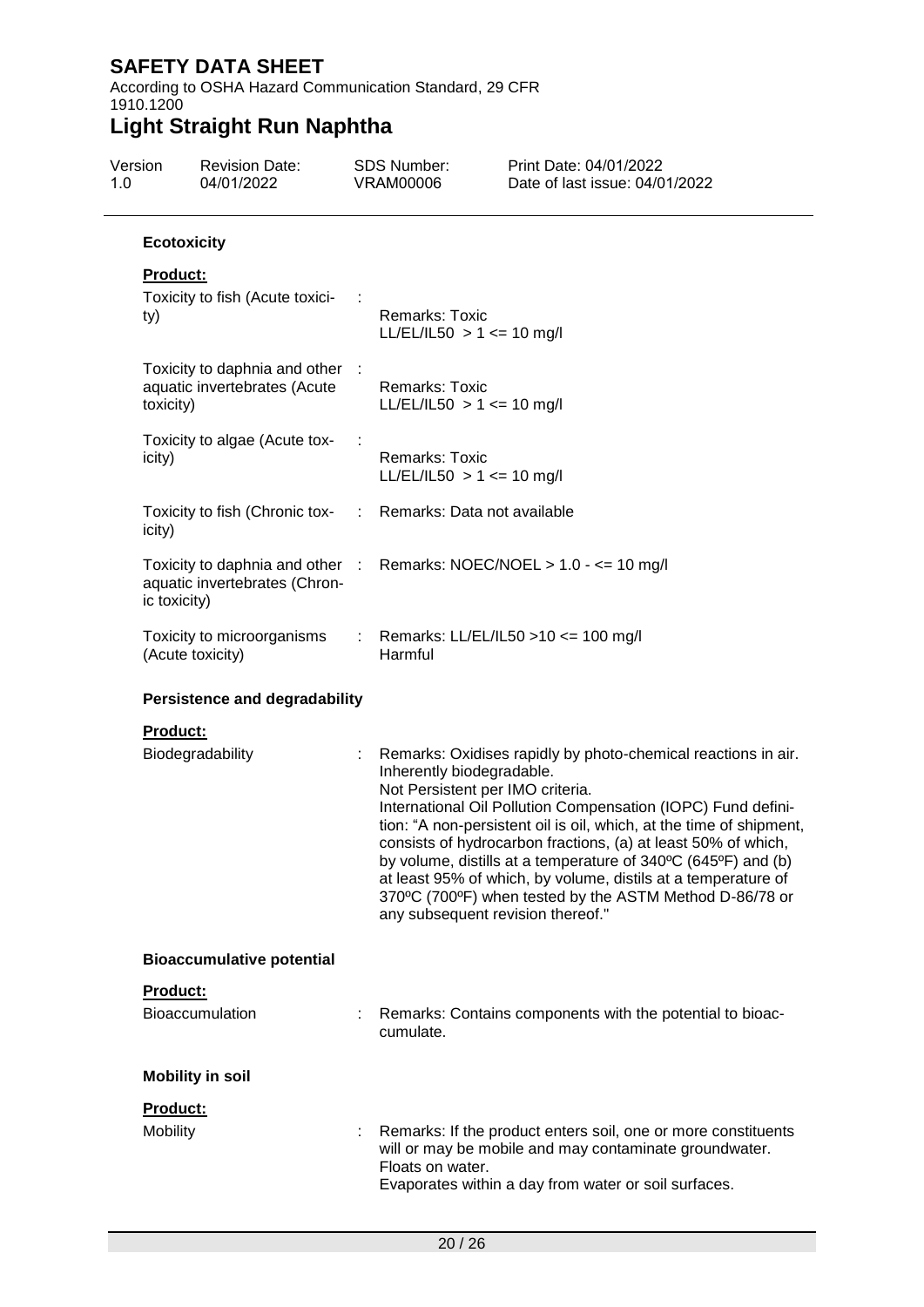### Ecotoxicity

**Product:**

| | | |
|---|---|---|
| Toxicity to fish (Acute toxicity) | : | Remarks: Toxic<br>LL/EL/IL50 > 1 <= 10 mg/l |
| Toxicity to daphnia and other aquatic invertebrates (Acute toxicity) | : | Remarks: Toxic<br>LL/EL/IL50 > 1 <= 10 mg/l |
| Toxicity to algae (Acute toxicity) | : | Remarks: Toxic<br>LL/EL/IL50 > 1 <= 10 mg/l |
| Toxicity to fish (Chronic toxicity) | : | Remarks: Data not available |
| Toxicity to daphnia and other aquatic invertebrates (Chronic toxicity) | : | Remarks: NOEC/NOEL > 1.0 - <= 10 mg/l |
| Toxicity to microorganisms (Acute toxicity) | : | Remarks: LL/EL/IL50 >10 <= 100 mg/l<br>Harmful |

### Persistence and degradability

**Product:**

| | | |
|---|---|---|
| Biodegradability | : | Remarks: Oxidises rapidly by photo-chemical reactions in air.<br>Inherently biodegradable.<br>Not Persistent per IMO criteria.<br>International Oil Pollution Compensation (IOPC) Fund definition: "A non-persistent oil is oil, which, at the time of shipment, consists of hydrocarbon fractions, (a) at least 50% of which, by volume, distills at a temperature of 340ºC (645ºF) and (b) at least 95% of which, by volume, distils at a temperature of 370ºC (700ºF) when tested by the ASTM Method D-86/78 or any subsequent revision thereof." |

### Bioaccumulative potential

**Product:**

| | | |
|---|---|---|
| Bioaccumulation | : | Remarks: Contains components with the potential to bioaccumulate. |

### Mobility in soil

**Product:**

| | | |
|---|---|---|
| Mobility | : | Remarks: If the product enters soil, one or more constituents will or may be mobile and may contaminate groundwater.<br>Floats on water.<br>Evaporates within a day from water or soil surfaces. |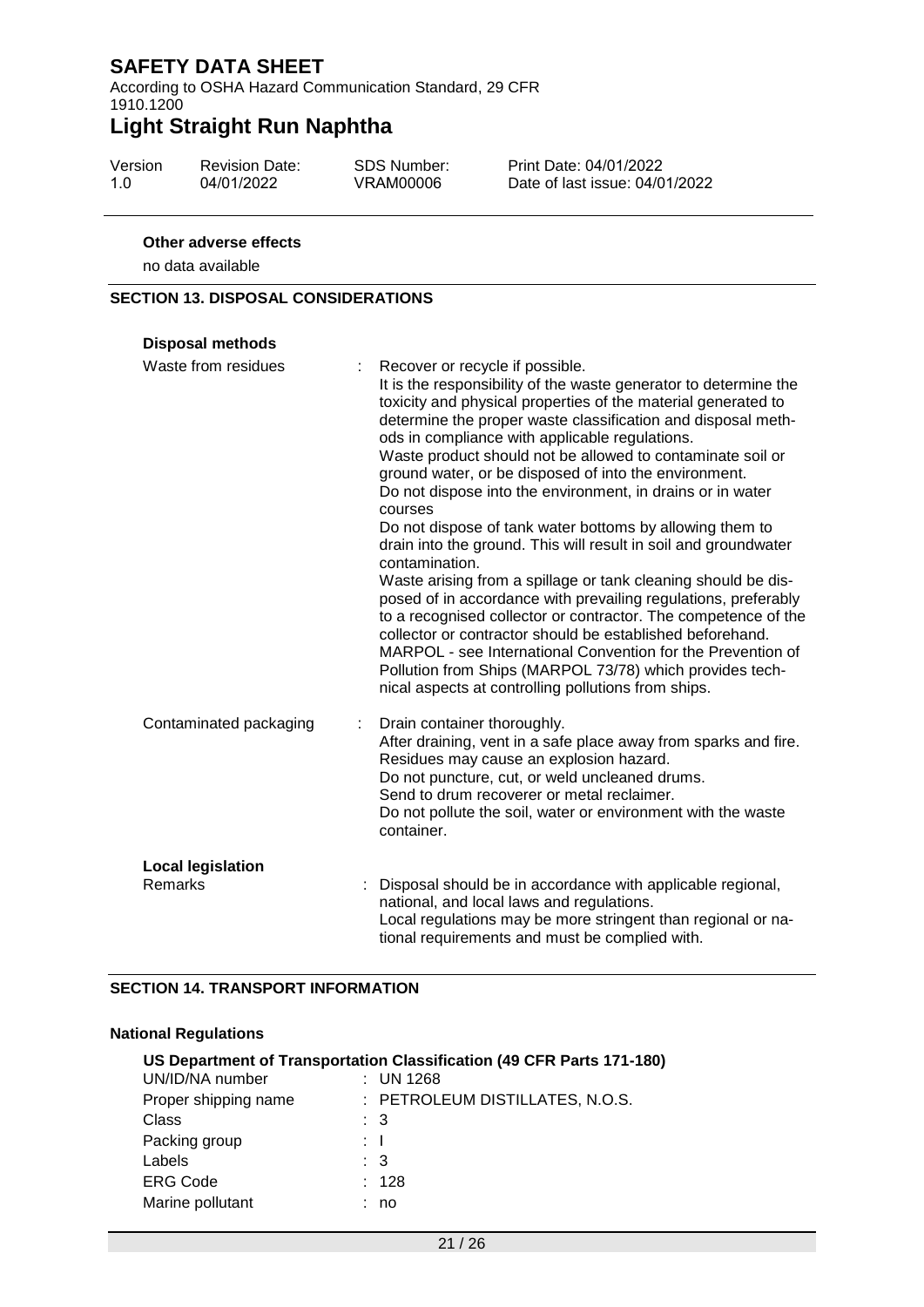**Other adverse effects**

no data available

## SECTION 13. DISPOSAL CONSIDERATIONS

**Disposal methods**

| | |
|---|---|
| Waste from residues | : Recover or recycle if possible.<br>It is the responsibility of the waste generator to determine the toxicity and physical properties of the material generated to determine the proper waste classification and disposal methods in compliance with applicable regulations.<br>Waste product should not be allowed to contaminate soil or ground water, or be disposed of into the environment.<br>Do not dispose into the environment, in drains or in water courses<br>Do not dispose of tank water bottoms by allowing them to drain into the ground. This will result in soil and groundwater contamination.<br>Waste arising from a spillage or tank cleaning should be disposed of in accordance with prevailing regulations, preferably to a recognised collector or contractor. The competence of the collector or contractor should be established beforehand.<br>MARPOL - see International Convention for the Prevention of Pollution from Ships (MARPOL 73/78) which provides technical aspects at controlling pollutions from ships. |
| Contaminated packaging | : Drain container thoroughly.<br>After draining, vent in a safe place away from sparks and fire.<br>Residues may cause an explosion hazard.<br>Do not puncture, cut, or weld uncleaned drums.<br>Send to drum recoverer or metal reclaimer.<br>Do not pollute the soil, water or environment with the waste container. |

**Local legislation**

| | |
|---|---|
| Remarks | : Disposal should be in accordance with applicable regional, national, and local laws and regulations.<br>Local regulations may be more stringent than regional or national requirements and must be complied with. |

## SECTION 14. TRANSPORT INFORMATION

**National Regulations**

**US Department of Transportation Classification (49 CFR Parts 171-180)**

| | |
|---|---|
| UN/ID/NA number | : UN 1268 |
| Proper shipping name | : PETROLEUM DISTILLATES, N.O.S. |
| Class | : 3 |
| Packing group | : I |
| Labels | : 3 |
| ERG Code | : 128 |
| Marine pollutant | : no |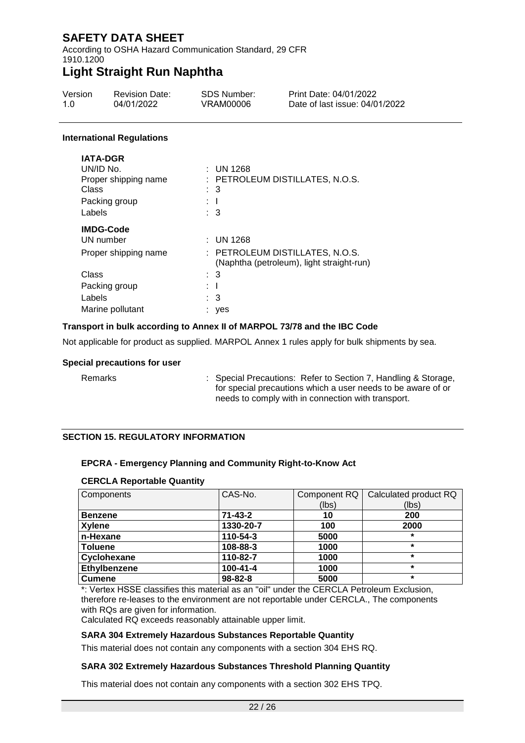#### International Regulations

**IATA-DGR**

| | |
|---|---|
| UN/ID No. | : UN 1268 |
| Proper shipping name | : PETROLEUM DISTILLATES, N.O.S. |
| Class | : 3 |
| Packing group | : I |
| Labels | : 3 |

**IMDG-Code**

| | |
|---|---|
| UN number | : UN 1268 |
| Proper shipping name | : PETROLEUM DISTILLATES, N.O.S. (Naphtha (petroleum), light straight-run) |
| Class | : 3 |
| Packing group | : I |
| Labels | : 3 |
| Marine pollutant | : yes |

**Transport in bulk according to Annex II of MARPOL 73/78 and the IBC Code**

Not applicable for product as supplied. MARPOL Annex 1 rules apply for bulk shipments by sea.

**Special precautions for user**

Remarks : Special Precautions: Refer to Section 7, Handling & Storage, for special precautions which a user needs to be aware of or needs to comply with in connection with transport.

## SECTION 15. REGULATORY INFORMATION

**EPCRA - Emergency Planning and Community Right-to-Know Act**

**CERCLA Reportable Quantity**

| Components | CAS-No. | Component RQ (lbs) | Calculated product RQ (lbs) |
|---|---|---|---|
| **Benzene** | **71-43-2** | **10** | **200** |
| **Xylene** | **1330-20-7** | **100** | **2000** |
| **n-Hexane** | **110-54-3** | **5000** | * |
| **Toluene** | **108-88-3** | **1000** | * |
| **Cyclohexane** | **110-82-7** | **1000** | * |
| **Ethylbenzene** | **100-41-4** | **1000** | * |
| **Cumene** | **98-82-8** | **5000** | * |

*: Vertex HSSE classifies this material as an "oil" under the CERCLA Petroleum Exclusion, therefore re-leases to the environment are not reportable under CERCLA., The components with RQs are given for information.

Calculated RQ exceeds reasonably attainable upper limit.

**SARA 304 Extremely Hazardous Substances Reportable Quantity**

This material does not contain any components with a section 304 EHS RQ.

**SARA 302 Extremely Hazardous Substances Threshold Planning Quantity**

This material does not contain any components with a section 302 EHS TPQ.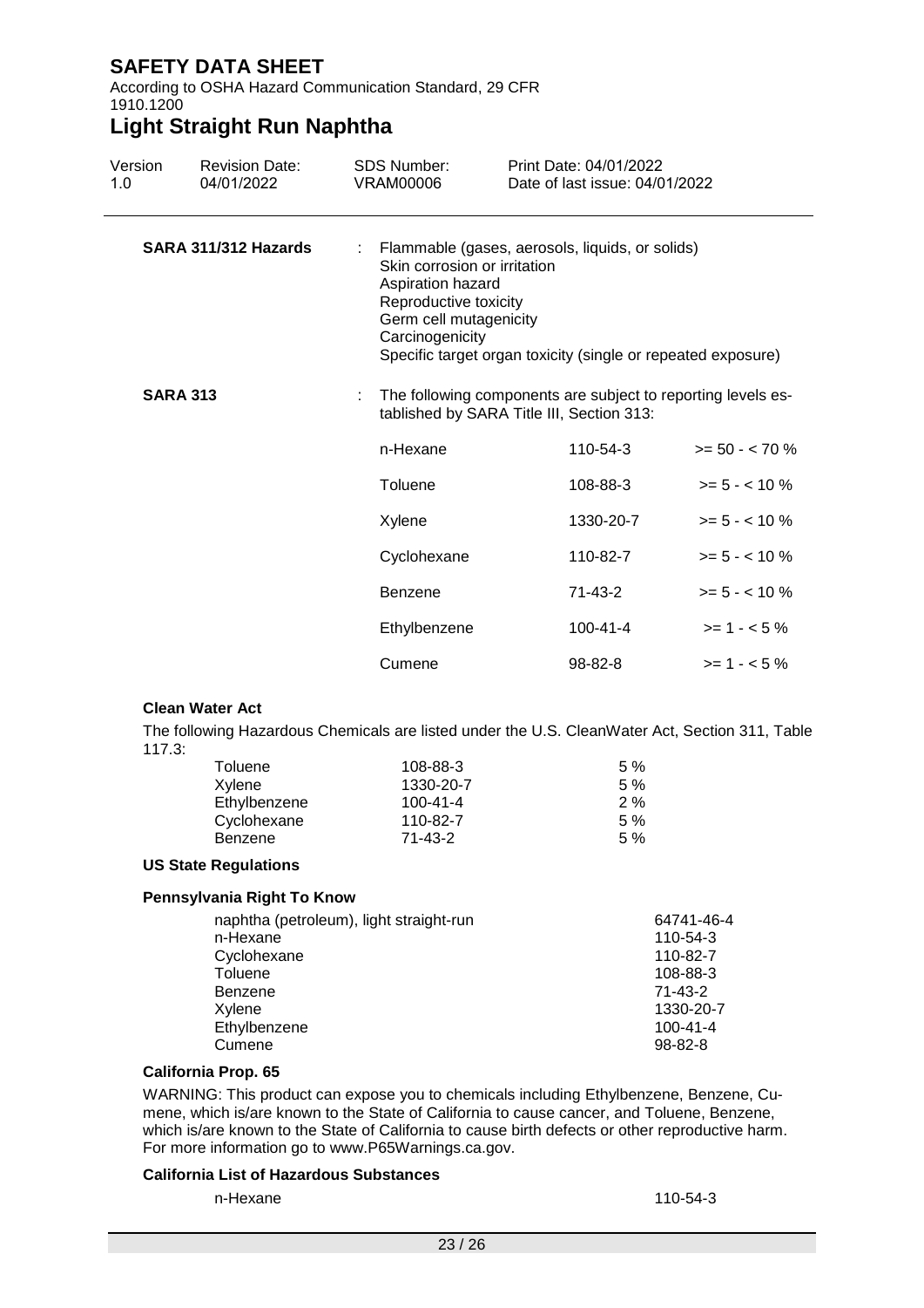**SARA 311/312 Hazards** : Flammable (gases, aerosols, liquids, or solids)
Skin corrosion or irritation
Aspiration hazard
Reproductive toxicity
Germ cell mutagenicity
Carcinogenicity
Specific target organ toxicity (single or repeated exposure)

**SARA 313** : The following components are subject to reporting levels established by SARA Title III, Section 313:

| | | |
|---|---|---|
| n-Hexane | 110-54-3 | >= 50 - < 70 % |
| Toluene | 108-88-3 | >= 5 - < 10 % |
| Xylene | 1330-20-7 | >= 5 - < 10 % |
| Cyclohexane | 110-82-7 | >= 5 - < 10 % |
| Benzene | 71-43-2 | >= 5 - < 10 % |
| Ethylbenzene | 100-41-4 | >= 1 - < 5 % |
| Cumene | 98-82-8 | >= 1 - < 5 % |

**Clean Water Act**

The following Hazardous Chemicals are listed under the U.S. CleanWater Act, Section 311, Table 117.3:

| | | |
|---|---|---|
| Toluene | 108-88-3 | 5 % |
| Xylene | 1330-20-7 | 5 % |
| Ethylbenzene | 100-41-4 | 2 % |
| Cyclohexane | 110-82-7 | 5 % |
| Benzene | 71-43-2 | 5 % |

**US State Regulations**

**Pennsylvania Right To Know**

| | |
|---|---|
| naphtha (petroleum), light straight-run | 64741-46-4 |
| n-Hexane | 110-54-3 |
| Cyclohexane | 110-82-7 |
| Toluene | 108-88-3 |
| Benzene | 71-43-2 |
| Xylene | 1330-20-7 |
| Ethylbenzene | 100-41-4 |
| Cumene | 98-82-8 |

**California Prop. 65**

WARNING: This product can expose you to chemicals including Ethylbenzene, Benzene, Cumene, which is/are known to the State of California to cause cancer, and Toluene, Benzene, which is/are known to the State of California to cause birth defects or other reproductive harm. For more information go to www.P65Warnings.ca.gov.

**California List of Hazardous Substances**

| | |
|---|---|
| n-Hexane | 110-54-3 |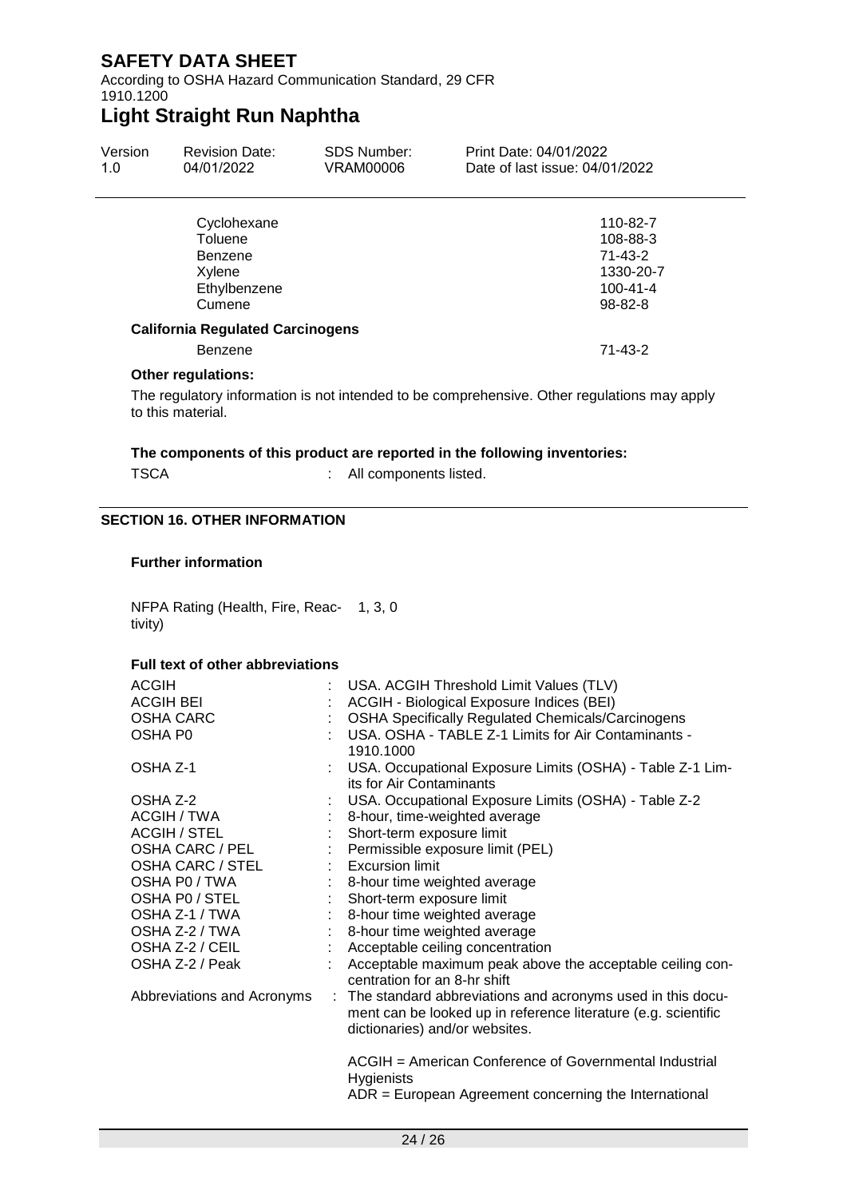| | |
|---|---|
| Cyclohexane | 110-82-7 |
| Toluene | 108-88-3 |
| Benzene | 71-43-2 |
| Xylene | 1330-20-7 |
| Ethylbenzene | 100-41-4 |
| Cumene | 98-82-8 |

**California Regulated Carcinogens**

| | |
|---|---|
| Benzene | 71-43-2 |

**Other regulations:**

The regulatory information is not intended to be comprehensive. Other regulations may apply to this material.

**The components of this product are reported in the following inventories:**

TSCA : All components listed.

## SECTION 16. OTHER INFORMATION

**Further information**

NFPA Rating (Health, Fire, Reactivity) 1, 3, 0

**Full text of other abbreviations**

| | |
|---|---|
| ACGIH | : USA. ACGIH Threshold Limit Values (TLV) |
| ACGIH BEI | : ACGIH - Biological Exposure Indices (BEI) |
| OSHA CARC | : OSHA Specifically Regulated Chemicals/Carcinogens |
| OSHA P0 | : USA. OSHA - TABLE Z-1 Limits for Air Contaminants - 1910.1000 |
| OSHA Z-1 | : USA. Occupational Exposure Limits (OSHA) - Table Z-1 Limits for Air Contaminants |
| OSHA Z-2 | : USA. Occupational Exposure Limits (OSHA) - Table Z-2 |
| ACGIH / TWA | : 8-hour, time-weighted average |
| ACGIH / STEL | : Short-term exposure limit |
| OSHA CARC / PEL | : Permissible exposure limit (PEL) |
| OSHA CARC / STEL | : Excursion limit |
| OSHA P0 / TWA | : 8-hour time weighted average |
| OSHA P0 / STEL | : Short-term exposure limit |
| OSHA Z-1 / TWA | : 8-hour time weighted average |
| OSHA Z-2 / TWA | : 8-hour time weighted average |
| OSHA Z-2 / CEIL | : Acceptable ceiling concentration |
| OSHA Z-2 / Peak | : Acceptable maximum peak above the acceptable ceiling concentration for an 8-hr shift |
| Abbreviations and Acronyms | : The standard abbreviations and acronyms used in this document can be looked up in reference literature (e.g. scientific dictionaries) and/or websites. |

ACGIH = American Conference of Governmental Industrial Hygienists
ADR = European Agreement concerning the International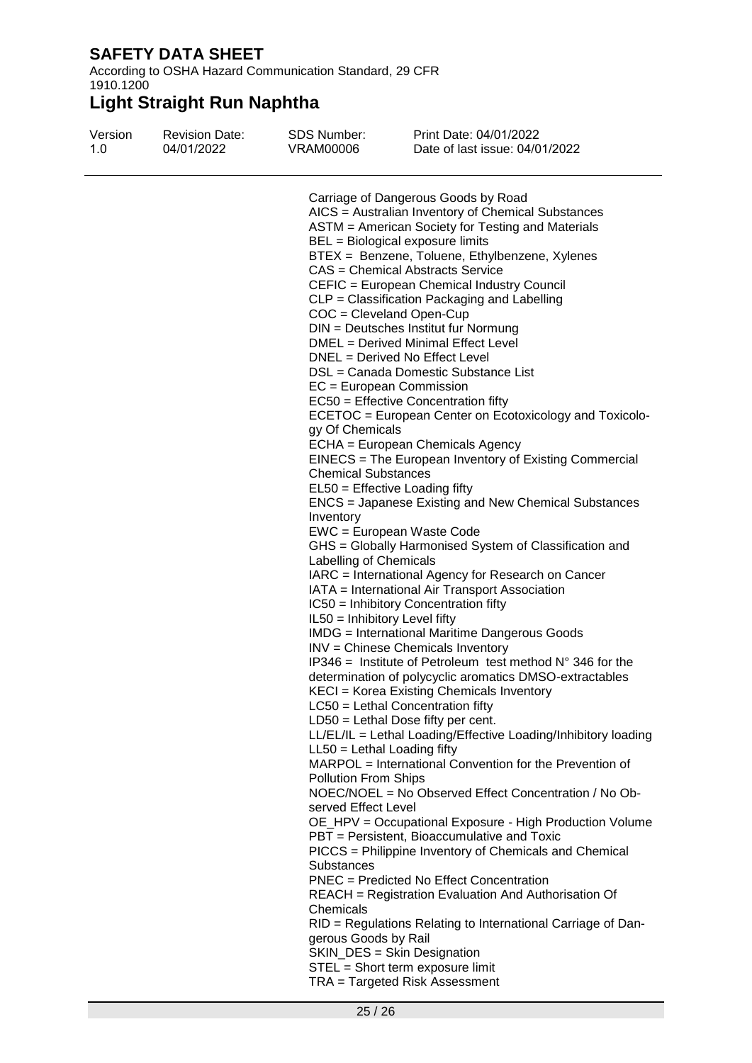Carriage of Dangerous Goods by Road
AICS = Australian Inventory of Chemical Substances
ASTM = American Society for Testing and Materials
BEL = Biological exposure limits
BTEX = Benzene, Toluene, Ethylbenzene, Xylenes
CAS = Chemical Abstracts Service
CEFIC = European Chemical Industry Council
CLP = Classification Packaging and Labelling
COC = Cleveland Open-Cup
DIN = Deutsches Institut fur Normung
DMEL = Derived Minimal Effect Level
DNEL = Derived No Effect Level
DSL = Canada Domestic Substance List
EC = European Commission
EC50 = Effective Concentration fifty
ECETOC = European Center on Ecotoxicology and Toxicology Of Chemicals
ECHA = European Chemicals Agency
EINECS = The European Inventory of Existing Commercial Chemical Substances
EL50 = Effective Loading fifty
ENCS = Japanese Existing and New Chemical Substances Inventory
EWC = European Waste Code
GHS = Globally Harmonised System of Classification and Labelling of Chemicals
IARC = International Agency for Research on Cancer
IATA = International Air Transport Association
IC50 = Inhibitory Concentration fifty
IL50 = Inhibitory Level fifty
IMDG = International Maritime Dangerous Goods
INV = Chinese Chemicals Inventory
IP346 = Institute of Petroleum test method N° 346 for the determination of polycyclic aromatics DMSO-extractables
KECI = Korea Existing Chemicals Inventory
LC50 = Lethal Concentration fifty
LD50 = Lethal Dose fifty per cent.
LL/EL/IL = Lethal Loading/Effective Loading/Inhibitory loading
LL50 = Lethal Loading fifty
MARPOL = International Convention for the Prevention of Pollution From Ships
NOEC/NOEL = No Observed Effect Concentration / No Observed Effect Level
OE_HPV = Occupational Exposure - High Production Volume
PBT = Persistent, Bioaccumulative and Toxic
PICCS = Philippine Inventory of Chemicals and Chemical Substances
PNEC = Predicted No Effect Concentration
REACH = Registration Evaluation And Authorisation Of Chemicals
RID = Regulations Relating to International Carriage of Dangerous Goods by Rail
SKIN_DES = Skin Designation
STEL = Short term exposure limit
TRA = Targeted Risk Assessment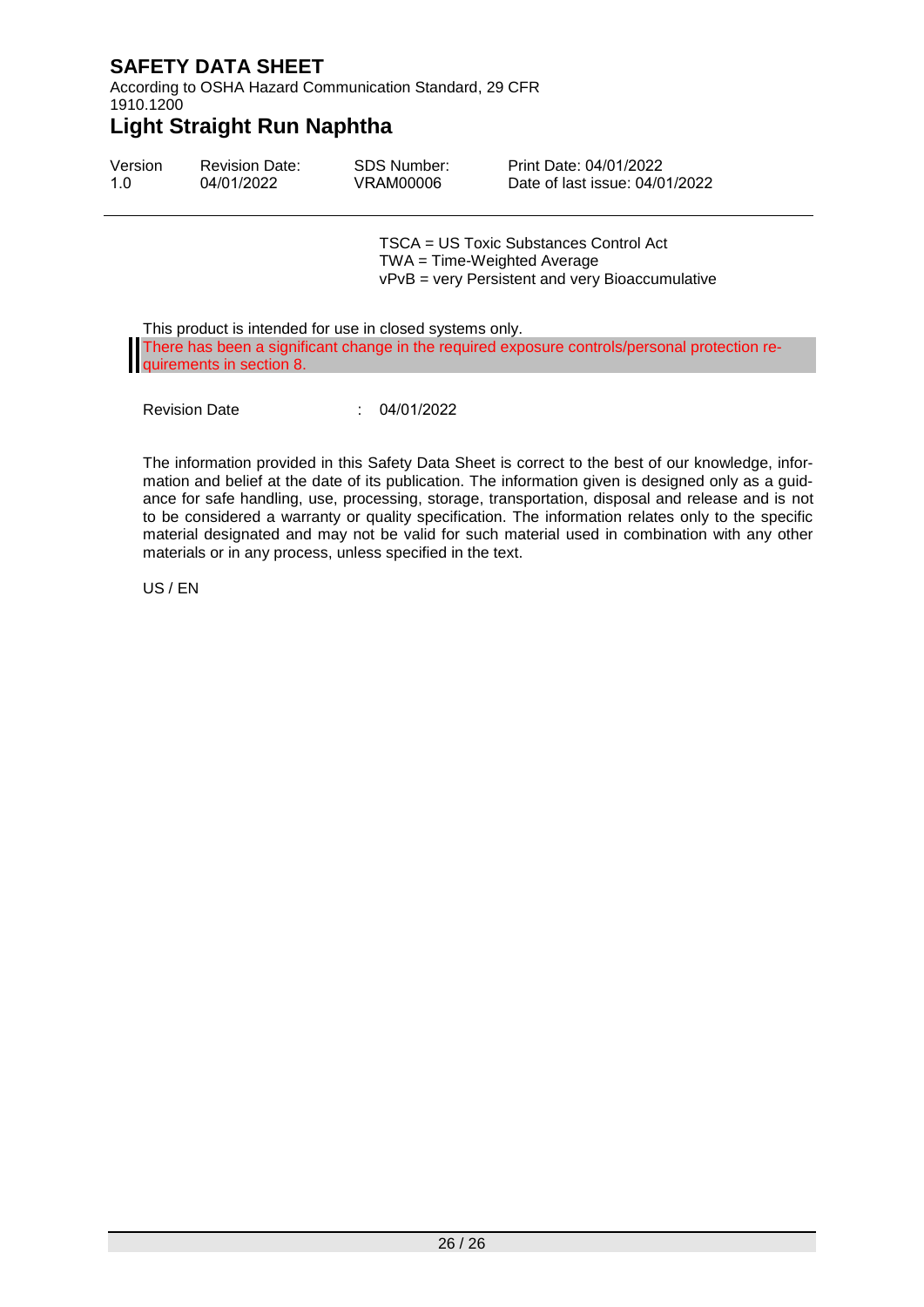TSCA = US Toxic Substances Control Act
TWA = Time-Weighted Average
vPvB = very Persistent and very Bioaccumulative

This product is intended for use in closed systems only.
There has been a significant change in the required exposure controls/personal protection requirements in section 8.

Revision Date : 04/01/2022

The information provided in this Safety Data Sheet is correct to the best of our knowledge, information and belief at the date of its publication. The information given is designed only as a guidance for safe handling, use, processing, storage, transportation, disposal and release and is not to be considered a warranty or quality specification. The information relates only to the specific material designated and may not be valid for such material used in combination with any other materials or in any process, unless specified in the text.

US / EN